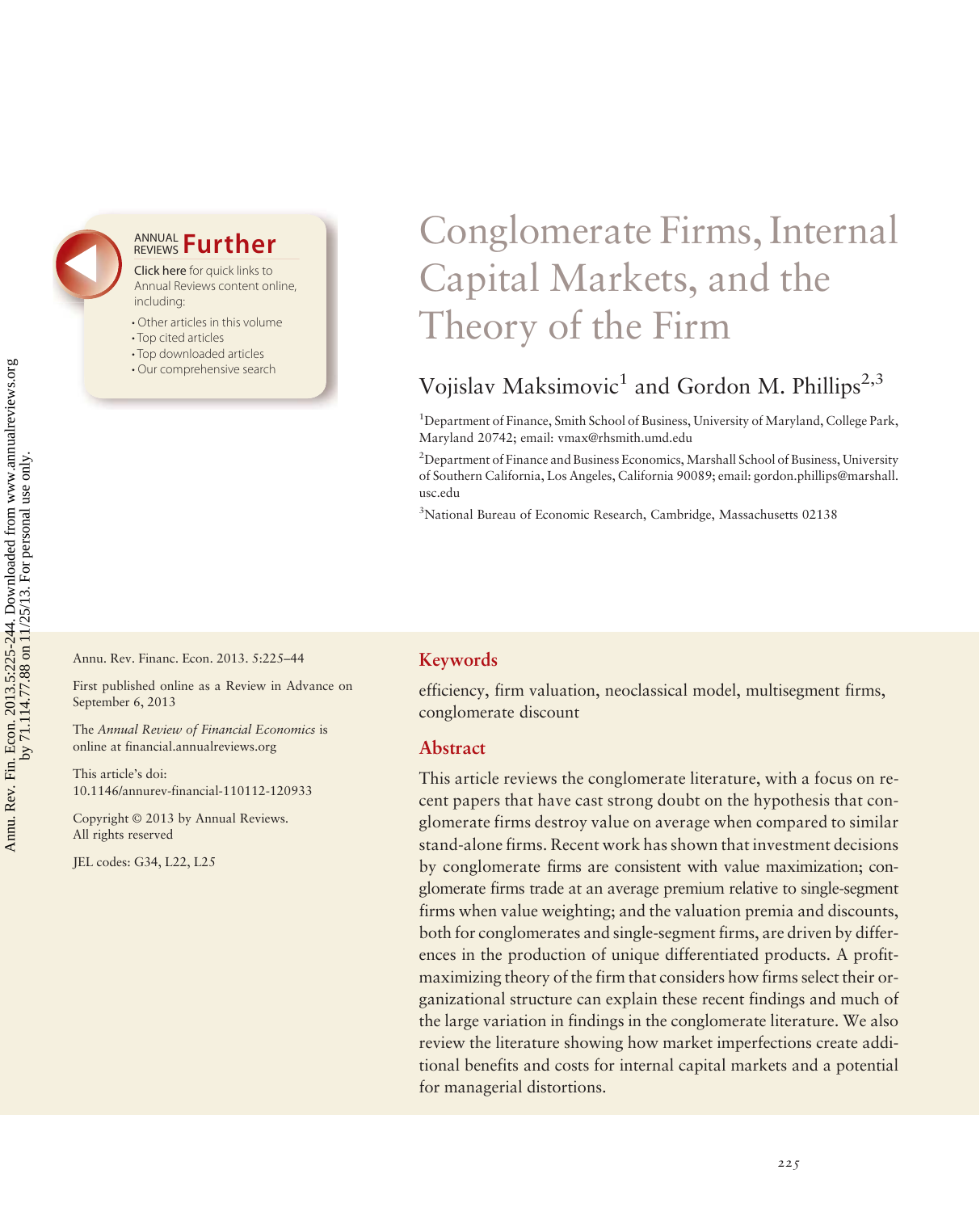# Conglomerate Firms, Internal Capital Markets, and the Theory of the Firm

Vojislav Maksimovic[1] and Gordon M. Phillips[2,3]

[1]Department of Finance, Smith School of Business, University of Maryland, College Park, Maryland 20742; email: vmax@rhsmith.umd.edu

[2]Department of Finance and Business Economics, Marshall School of Business, University of Southern California, Los Angeles, California 90089; email: gordon.phillips@marshall.usc.edu

[3]National Bureau of Economic Research, Cambridge, Massachusetts 02138

Annu. Rev. Financ. Econ. 2013. 5:225–44

First published online as a Review in Advance on September 6, 2013

The *Annual Review of Financial Economics* is online at financial.annualreviews.org

This article's doi: 10.1146/annurev-financial-110112-120933

Copyright © 2013 by Annual Reviews. All rights reserved

JEL codes: G34, L22, L25

## Keywords

efficiency, firm valuation, neoclassical model, multisegment firms, conglomerate discount

## Abstract

This article reviews the conglomerate literature, with a focus on recent papers that have cast strong doubt on the hypothesis that conglomerate firms destroy value on average when compared to similar stand-alone firms. Recent work has shown that investment decisions by conglomerate firms are consistent with value maximization; conglomerate firms trade at an average premium relative to single-segment firms when value weighting; and the valuation premia and discounts, both for conglomerates and single-segment firms, are driven by differences in the production of unique differentiated products. A profit-maximizing theory of the firm that considers how firms select their organizational structure can explain these recent findings and much of the large variation in findings in the conglomerate literature. We also review the literature showing how market imperfections create additional benefits and costs for internal capital markets and a potential for managerial distortions.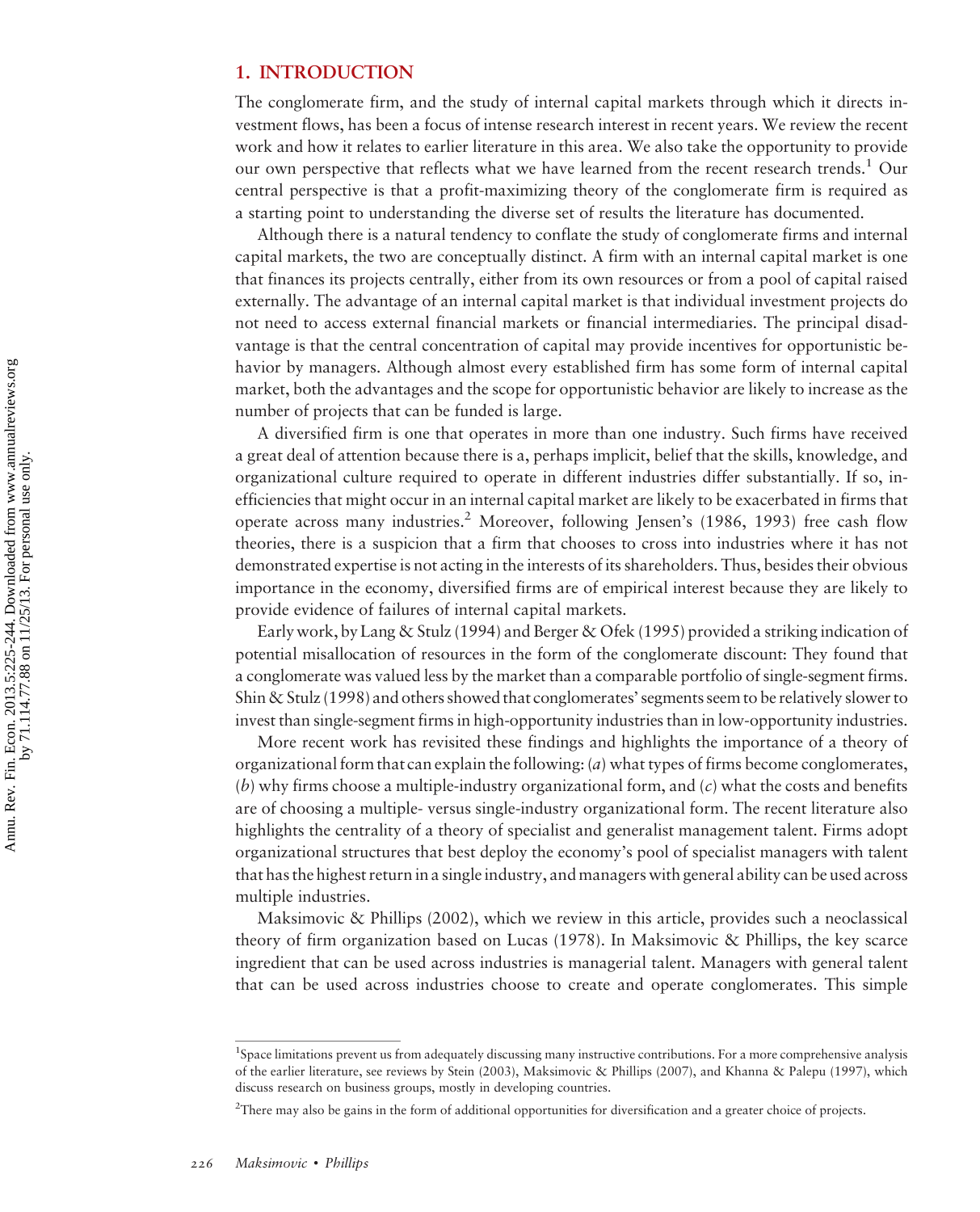## 1. INTRODUCTION

The conglomerate firm, and the study of internal capital markets through which it directs investment flows, has been a focus of intense research interest in recent years. We review the recent work and how it relates to earlier literature in this area. We also take the opportunity to provide our own perspective that reflects what we have learned from the recent research trends.[1] Our central perspective is that a profit-maximizing theory of the conglomerate firm is required as a starting point to understanding the diverse set of results the literature has documented.

Although there is a natural tendency to conflate the study of conglomerate firms and internal capital markets, the two are conceptually distinct. A firm with an internal capital market is one that finances its projects centrally, either from its own resources or from a pool of capital raised externally. The advantage of an internal capital market is that individual investment projects do not need to access external financial markets or financial intermediaries. The principal disadvantage is that the central concentration of capital may provide incentives for opportunistic behavior by managers. Although almost every established firm has some form of internal capital market, both the advantages and the scope for opportunistic behavior are likely to increase as the number of projects that can be funded is large.

A diversified firm is one that operates in more than one industry. Such firms have received a great deal of attention because there is a, perhaps implicit, belief that the skills, knowledge, and organizational culture required to operate in different industries differ substantially. If so, inefficiencies that might occur in an internal capital market are likely to be exacerbated in firms that operate across many industries.[2] Moreover, following Jensen's (1986, 1993) free cash flow theories, there is a suspicion that a firm that chooses to cross into industries where it has not demonstrated expertise is not acting in the interests of its shareholders. Thus, besides their obvious importance in the economy, diversified firms are of empirical interest because they are likely to provide evidence of failures of internal capital markets.

Early work, by Lang & Stulz (1994) and Berger & Ofek (1995) provided a striking indication of potential misallocation of resources in the form of the conglomerate discount: They found that a conglomerate was valued less by the market than a comparable portfolio of single-segment firms. Shin & Stulz (1998) and others showed that conglomerates' segments seem to be relatively slower to invest than single-segment firms in high-opportunity industries than in low-opportunity industries.

More recent work has revisited these findings and highlights the importance of a theory of organizational form that can explain the following: (*a*) what types of firms become conglomerates, (*b*) why firms choose a multiple-industry organizational form, and (*c*) what the costs and benefits are of choosing a multiple- versus single-industry organizational form. The recent literature also highlights the centrality of a theory of specialist and generalist management talent. Firms adopt organizational structures that best deploy the economy's pool of specialist managers with talent that has the highest return in a single industry, and managers with general ability can be used across multiple industries.

Maksimovic & Phillips (2002), which we review in this article, provides such a neoclassical theory of firm organization based on Lucas (1978). In Maksimovic & Phillips, the key scarce ingredient that can be used across industries is managerial talent. Managers with general talent that can be used across industries choose to create and operate conglomerates. This simple

[1] Space limitations prevent us from adequately discussing many instructive contributions. For a more comprehensive analysis of the earlier literature, see reviews by Stein (2003), Maksimovic & Phillips (2007), and Khanna & Palepu (1997), which discuss research on business groups, mostly in developing countries.

[2] There may also be gains in the form of additional opportunities for diversification and a greater choice of projects.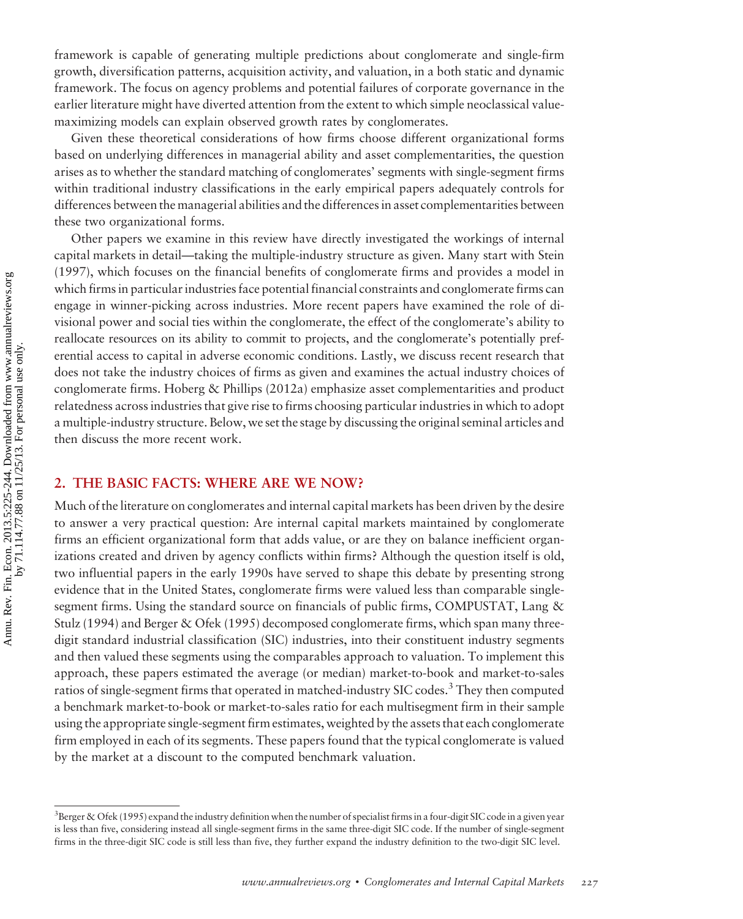framework is capable of generating multiple predictions about conglomerate and single-firm growth, diversification patterns, acquisition activity, and valuation, in a both static and dynamic framework. The focus on agency problems and potential failures of corporate governance in the earlier literature might have diverted attention from the extent to which simple neoclassical value-maximizing models can explain observed growth rates by conglomerates.

Given these theoretical considerations of how firms choose different organizational forms based on underlying differences in managerial ability and asset complementarities, the question arises as to whether the standard matching of conglomerates' segments with single-segment firms within traditional industry classifications in the early empirical papers adequately controls for differences between the managerial abilities and the differences in asset complementarities between these two organizational forms.

Other papers we examine in this review have directly investigated the workings of internal capital markets in detail—taking the multiple-industry structure as given. Many start with Stein (1997), which focuses on the financial benefits of conglomerate firms and provides a model in which firms in particular industries face potential financial constraints and conglomerate firms can engage in winner-picking across industries. More recent papers have examined the role of divisional power and social ties within the conglomerate, the effect of the conglomerate's ability to reallocate resources on its ability to commit to projects, and the conglomerate's potentially preferential access to capital in adverse economic conditions. Lastly, we discuss recent research that does not take the industry choices of firms as given and examines the actual industry choices of conglomerate firms. Hoberg & Phillips (2012a) emphasize asset complementarities and product relatedness across industries that give rise to firms choosing particular industries in which to adopt a multiple-industry structure. Below, we set the stage by discussing the original seminal articles and then discuss the more recent work.

## 2. THE BASIC FACTS: WHERE ARE WE NOW?

Much of the literature on conglomerates and internal capital markets has been driven by the desire to answer a very practical question: Are internal capital markets maintained by conglomerate firms an efficient organizational form that adds value, or are they on balance inefficient organizations created and driven by agency conflicts within firms? Although the question itself is old, two influential papers in the early 1990s have served to shape this debate by presenting strong evidence that in the United States, conglomerate firms were valued less than comparable single-segment firms. Using the standard source on financials of public firms, COMPUSTAT, Lang & Stulz (1994) and Berger & Ofek (1995) decomposed conglomerate firms, which span many three-digit standard industrial classification (SIC) industries, into their constituent industry segments and then valued these segments using the comparables approach to valuation. To implement this approach, these papers estimated the average (or median) market-to-book and market-to-sales ratios of single-segment firms that operated in matched-industry SIC codes.[3] They then computed a benchmark market-to-book or market-to-sales ratio for each multisegment firm in their sample using the appropriate single-segment firm estimates, weighted by the assets that each conglomerate firm employed in each of its segments. These papers found that the typical conglomerate is valued by the market at a discount to the computed benchmark valuation.

[3] Berger & Ofek (1995) expand the industry definition when the number of specialist firms in a four-digit SIC code in a given year is less than five, considering instead all single-segment firms in the same three-digit SIC code. If the number of single-segment firms in the three-digit SIC code is still less than five, they further expand the industry definition to the two-digit SIC level.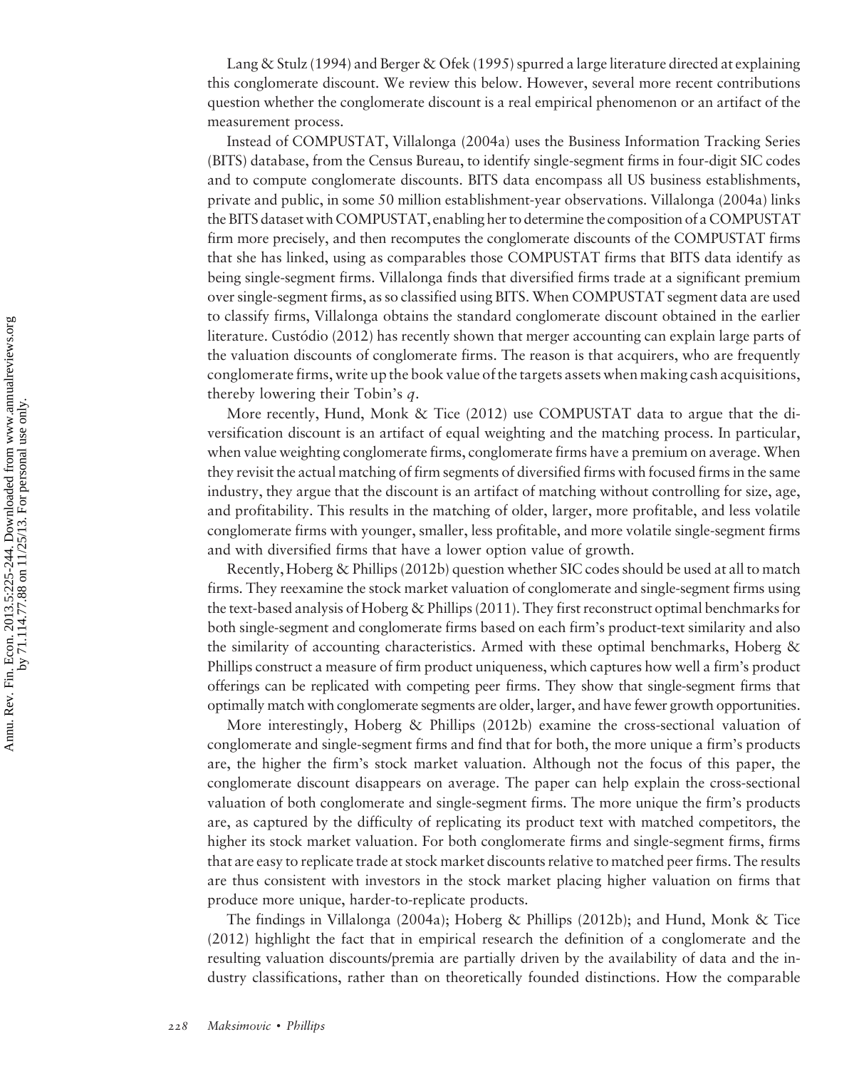Lang & Stulz (1994) and Berger & Ofek (1995) spurred a large literature directed at explaining this conglomerate discount. We review this below. However, several more recent contributions question whether the conglomerate discount is a real empirical phenomenon or an artifact of the measurement process.

Instead of COMPUSTAT, Villalonga (2004a) uses the Business Information Tracking Series (BITS) database, from the Census Bureau, to identify single-segment firms in four-digit SIC codes and to compute conglomerate discounts. BITS data encompass all US business establishments, private and public, in some 50 million establishment-year observations. Villalonga (2004a) links the BITS dataset with COMPUSTAT, enabling her to determine the composition of a COMPUSTAT firm more precisely, and then recomputes the conglomerate discounts of the COMPUSTAT firms that she has linked, using as comparables those COMPUSTAT firms that BITS data identify as being single-segment firms. Villalonga finds that diversified firms trade at a significant premium over single-segment firms, as so classified using BITS. When COMPUSTAT segment data are used to classify firms, Villalonga obtains the standard conglomerate discount obtained in the earlier literature. Custódio (2012) has recently shown that merger accounting can explain large parts of the valuation discounts of conglomerate firms. The reason is that acquirers, who are frequently conglomerate firms, write up the book value of the targets assets when making cash acquisitions, thereby lowering their Tobin's $q$.

More recently, Hund, Monk & Tice (2012) use COMPUSTAT data to argue that the diversification discount is an artifact of equal weighting and the matching process. In particular, when value weighting conglomerate firms, conglomerate firms have a premium on average. When they revisit the actual matching of firm segments of diversified firms with focused firms in the same industry, they argue that the discount is an artifact of matching without controlling for size, age, and profitability. This results in the matching of older, larger, more profitable, and less volatile conglomerate firms with younger, smaller, less profitable, and more volatile single-segment firms and with diversified firms that have a lower option value of growth.

Recently, Hoberg & Phillips (2012b) question whether SIC codes should be used at all to match firms. They reexamine the stock market valuation of conglomerate and single-segment firms using the text-based analysis of Hoberg & Phillips (2011). They first reconstruct optimal benchmarks for both single-segment and conglomerate firms based on each firm's product-text similarity and also the similarity of accounting characteristics. Armed with these optimal benchmarks, Hoberg & Phillips construct a measure of firm product uniqueness, which captures how well a firm's product offerings can be replicated with competing peer firms. They show that single-segment firms that optimally match with conglomerate segments are older, larger, and have fewer growth opportunities.

More interestingly, Hoberg & Phillips (2012b) examine the cross-sectional valuation of conglomerate and single-segment firms and find that for both, the more unique a firm's products are, the higher the firm's stock market valuation. Although not the focus of this paper, the conglomerate discount disappears on average. The paper can help explain the cross-sectional valuation of both conglomerate and single-segment firms. The more unique the firm's products are, as captured by the difficulty of replicating its product text with matched competitors, the higher its stock market valuation. For both conglomerate firms and single-segment firms, firms that are easy to replicate trade at stock market discounts relative to matched peer firms. The results are thus consistent with investors in the stock market placing higher valuation on firms that produce more unique, harder-to-replicate products.

The findings in Villalonga (2004a); Hoberg & Phillips (2012b); and Hund, Monk & Tice (2012) highlight the fact that in empirical research the definition of a conglomerate and the resulting valuation discounts/premia are partially driven by the availability of data and the industry classifications, rather than on theoretically founded distinctions. How the comparable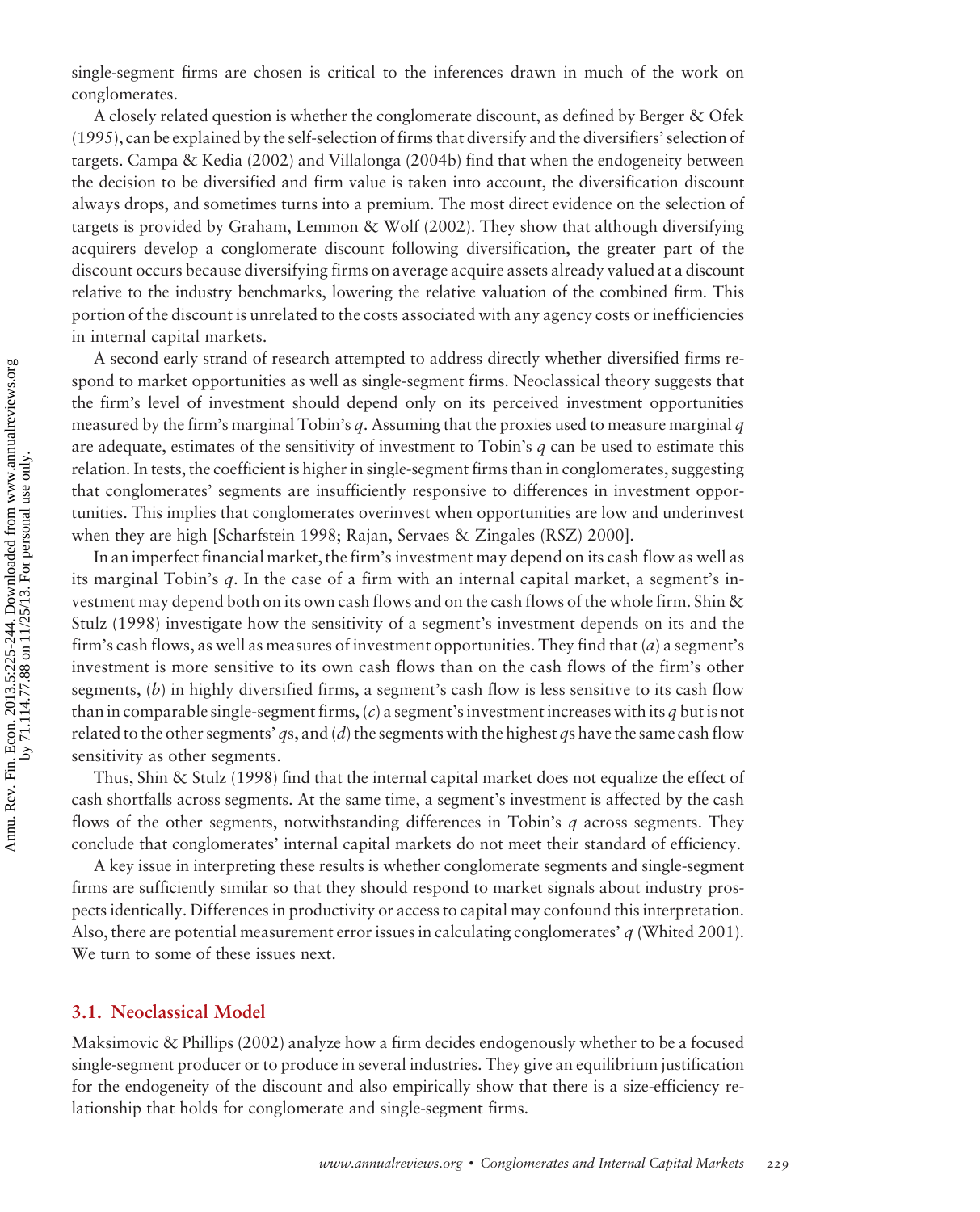single-segment firms are chosen is critical to the inferences drawn in much of the work on conglomerates.

A closely related question is whether the conglomerate discount, as defined by Berger & Ofek (1995), can be explained by the self-selection of firms that diversify and the diversifiers' selection of targets. Campa & Kedia (2002) and Villalonga (2004b) find that when the endogeneity between the decision to be diversified and firm value is taken into account, the diversification discount always drops, and sometimes turns into a premium. The most direct evidence on the selection of targets is provided by Graham, Lemmon & Wolf (2002). They show that although diversifying acquirers develop a conglomerate discount following diversification, the greater part of the discount occurs because diversifying firms on average acquire assets already valued at a discount relative to the industry benchmarks, lowering the relative valuation of the combined firm. This portion of the discount is unrelated to the costs associated with any agency costs or inefficiencies in internal capital markets.

A second early strand of research attempted to address directly whether diversified firms respond to market opportunities as well as single-segment firms. Neoclassical theory suggests that the firm's level of investment should depend only on its perceived investment opportunities measured by the firm's marginal Tobin's $q$. Assuming that the proxies used to measure marginal $q$ are adequate, estimates of the sensitivity of investment to Tobin's $q$ can be used to estimate this relation. In tests, the coefficient is higher in single-segment firms than in conglomerates, suggesting that conglomerates' segments are insufficiently responsive to differences in investment opportunities. This implies that conglomerates overinvest when opportunities are low and underinvest when they are high [Scharfstein 1998; Rajan, Servaes & Zingales (RSZ) 2000].

In an imperfect financial market, the firm's investment may depend on its cash flow as well as its marginal Tobin's $q$. In the case of a firm with an internal capital market, a segment's investment may depend both on its own cash flows and on the cash flows of the whole firm. Shin & Stulz (1998) investigate how the sensitivity of a segment's investment depends on its and the firm's cash flows, as well as measures of investment opportunities. They find that (*a*) a segment's investment is more sensitive to its own cash flows than on the cash flows of the firm's other segments, (*b*) in highly diversified firms, a segment's cash flow is less sensitive to its cash flow than in comparable single-segment firms, (*c*) a segment's investment increases with its $q$ but is not related to the other segments' $q$s, and (*d*) the segments with the highest $q$s have the same cash flow sensitivity as other segments.

Thus, Shin & Stulz (1998) find that the internal capital market does not equalize the effect of cash shortfalls across segments. At the same time, a segment's investment is affected by the cash flows of the other segments, notwithstanding differences in Tobin's $q$ across segments. They conclude that conglomerates' internal capital markets do not meet their standard of efficiency.

A key issue in interpreting these results is whether conglomerate segments and single-segment firms are sufficiently similar so that they should respond to market signals about industry prospects identically. Differences in productivity or access to capital may confound this interpretation. Also, there are potential measurement error issues in calculating conglomerates' $q$ (Whited 2001). We turn to some of these issues next.

## 3.1. Neoclassical Model

Maksimovic & Phillips (2002) analyze how a firm decides endogenously whether to be a focused single-segment producer or to produce in several industries. They give an equilibrium justification for the endogeneity of the discount and also empirically show that there is a size-efficiency relationship that holds for conglomerate and single-segment firms.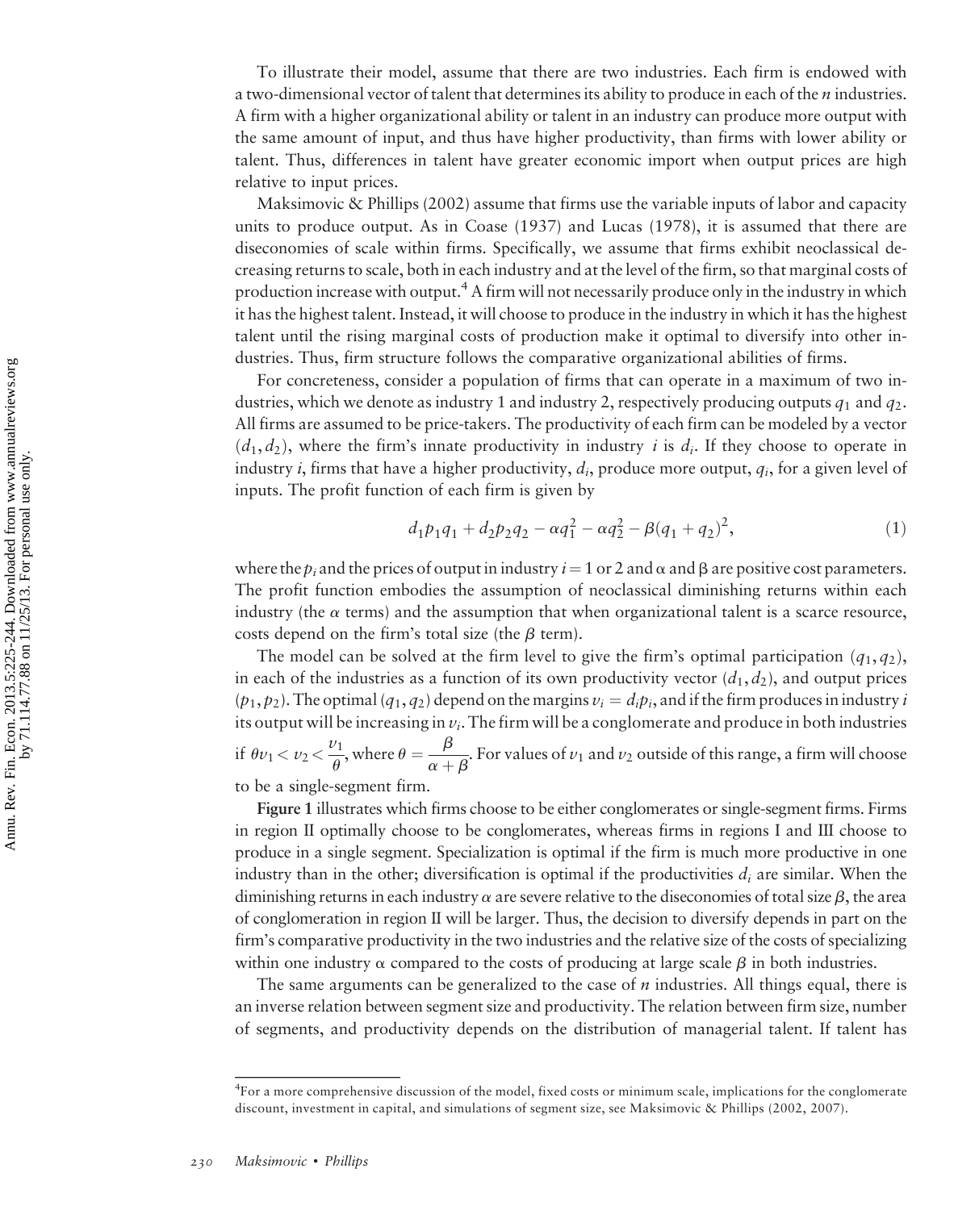To illustrate their model, assume that there are two industries. Each firm is endowed with a two-dimensional vector of talent that determines its ability to produce in each of the $n$ industries. A firm with a higher organizational ability or talent in an industry can produce more output with the same amount of input, and thus have higher productivity, than firms with lower ability or talent. Thus, differences in talent have greater economic import when output prices are high relative to input prices.

Maksimovic & Phillips (2002) assume that firms use the variable inputs of labor and capacity units to produce output. As in Coase (1937) and Lucas (1978), it is assumed that there are diseconomies of scale within firms. Specifically, we assume that firms exhibit neoclassical decreasing returns to scale, both in each industry and at the level of the firm, so that marginal costs of production increase with output.[4] A firm will not necessarily produce only in the industry in which it has the highest talent. Instead, it will choose to produce in the industry in which it has the highest talent until the rising marginal costs of production make it optimal to diversify into other industries. Thus, firm structure follows the comparative organizational abilities of firms.

For concreteness, consider a population of firms that can operate in a maximum of two industries, which we denote as industry 1 and industry 2, respectively producing outputs $q_1$ and $q_2$. All firms are assumed to be price-takers. The productivity of each firm can be modeled by a vector $(d_1, d_2)$, where the firm's innate productivity in industry $i$ is $d_i$. If they choose to operate in industry $i$, firms that have a higher productivity, $d_i$, produce more output, $q_i$, for a given level of inputs. The profit function of each firm is given by

$$d_1 p_1 q_1 + d_2 p_2 q_2 - \alpha q_1^2 - \alpha q_2^2 - \beta (q_1 + q_2)^2, \tag{1}$$

where the $p_i$ and the prices of output in industry $i = 1$ or 2 and $\alpha$ and $\beta$ are positive cost parameters. The profit function embodies the assumption of neoclassical diminishing returns within each industry (the $\alpha$ terms) and the assumption that when organizational talent is a scarce resource, costs depend on the firm's total size (the $\beta$ term).

The model can be solved at the firm level to give the firm's optimal participation $(q_1, q_2)$, in each of the industries as a function of its own productivity vector $(d_1, d_2)$, and output prices $(p_1, p_2)$. The optimal $(q_1, q_2)$ depend on the margins $v_i = d_i p_i$, and if the firm produces in industry $i$ its output will be increasing in $v_i$. The firm will be a conglomerate and produce in both industries if $\theta v_1 < v_2 < \frac{v_1}{\theta}$, where $\theta = \frac{\beta}{\alpha + \beta}$. For values of $v_1$ and $v_2$ outside of this range, a firm will choose to be a single-segment firm.

**Figure 1** illustrates which firms choose to be either conglomerates or single-segment firms. Firms in region II optimally choose to be conglomerates, whereas firms in regions I and III choose to produce in a single segment. Specialization is optimal if the firm is much more productive in one industry than in the other; diversification is optimal if the productivities $d_i$ are similar. When the diminishing returns in each industry $\alpha$ are severe relative to the diseconomies of total size $\beta$, the area of conglomeration in region II will be larger. Thus, the decision to diversify depends in part on the firm's comparative productivity in the two industries and the relative size of the costs of specializing within one industry $\alpha$ compared to the costs of producing at large scale $\beta$ in both industries.

The same arguments can be generalized to the case of $n$ industries. All things equal, there is an inverse relation between segment size and productivity. The relation between firm size, number of segments, and productivity depends on the distribution of managerial talent. If talent has

[4] For a more comprehensive discussion of the model, fixed costs or minimum scale, implications for the conglomerate discount, investment in capital, and simulations of segment size, see Maksimovic & Phillips (2002, 2007).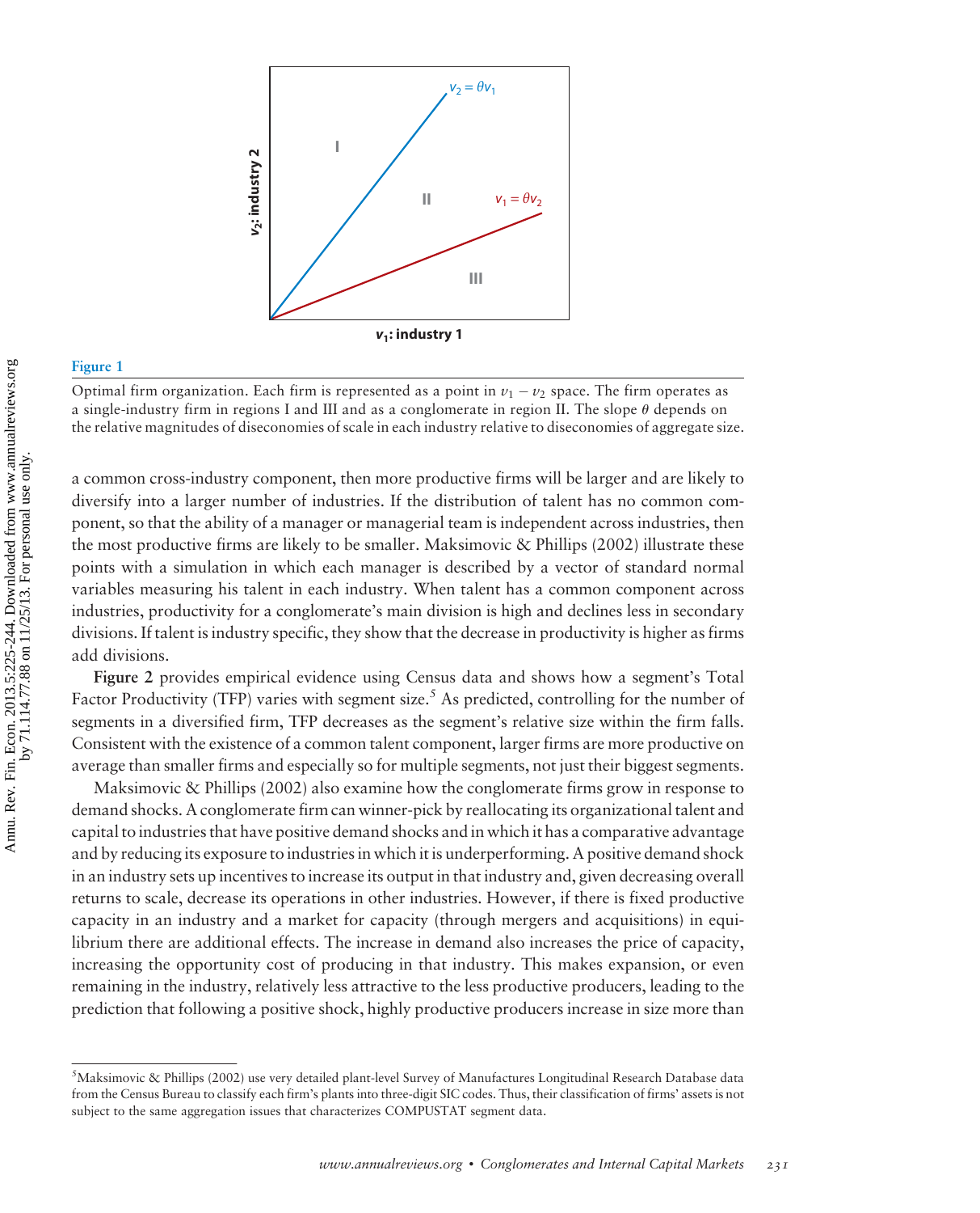$v_2 = \theta v_1$

I

II

$v_1 = \theta v_2$

III

$v_2$: industry 2

$v_1$: industry 1

**Figure 1**

Optimal firm organization. Each firm is represented as a point in $v_1 - v_2$ space. The firm operates as a single-industry firm in regions I and III and as a conglomerate in region II. The slope $\theta$ depends on the relative magnitudes of diseconomies of scale in each industry relative to diseconomies of aggregate size.

a common cross-industry component, then more productive firms will be larger and are likely to diversify into a larger number of industries. If the distribution of talent has no common component, so that the ability of a manager or managerial team is independent across industries, then the most productive firms are likely to be smaller. Maksimovic & Phillips (2002) illustrate these points with a simulation in which each manager is described by a vector of standard normal variables measuring his talent in each industry. When talent has a common component across industries, productivity for a conglomerate's main division is high and declines less in secondary divisions. If talent is industry specific, they show that the decrease in productivity is higher as firms add divisions.

**Figure 2** provides empirical evidence using Census data and shows how a segment's Total Factor Productivity (TFP) varies with segment size.[5] As predicted, controlling for the number of segments in a diversified firm, TFP decreases as the segment's relative size within the firm falls. Consistent with the existence of a common talent component, larger firms are more productive on average than smaller firms and especially so for multiple segments, not just their biggest segments.

Maksimovic & Phillips (2002) also examine how the conglomerate firms grow in response to demand shocks. A conglomerate firm can winner-pick by reallocating its organizational talent and capital to industries that have positive demand shocks and in which it has a comparative advantage and by reducing its exposure to industries in which it is underperforming. A positive demand shock in an industry sets up incentives to increase its output in that industry and, given decreasing overall returns to scale, decrease its operations in other industries. However, if there is fixed productive capacity in an industry and a market for capacity (through mergers and acquisitions) in equilibrium there are additional effects. The increase in demand also increases the price of capacity, increasing the opportunity cost of producing in that industry. This makes expansion, or even remaining in the industry, relatively less attractive to the less productive producers, leading to the prediction that following a positive shock, highly productive producers increase in size more than

[5] Maksimovic & Phillips (2002) use very detailed plant-level Survey of Manufactures Longitudinal Research Database data from the Census Bureau to classify each firm's plants into three-digit SIC codes. Thus, their classification of firms' assets is not subject to the same aggregation issues that characterizes COMPUSTAT segment data.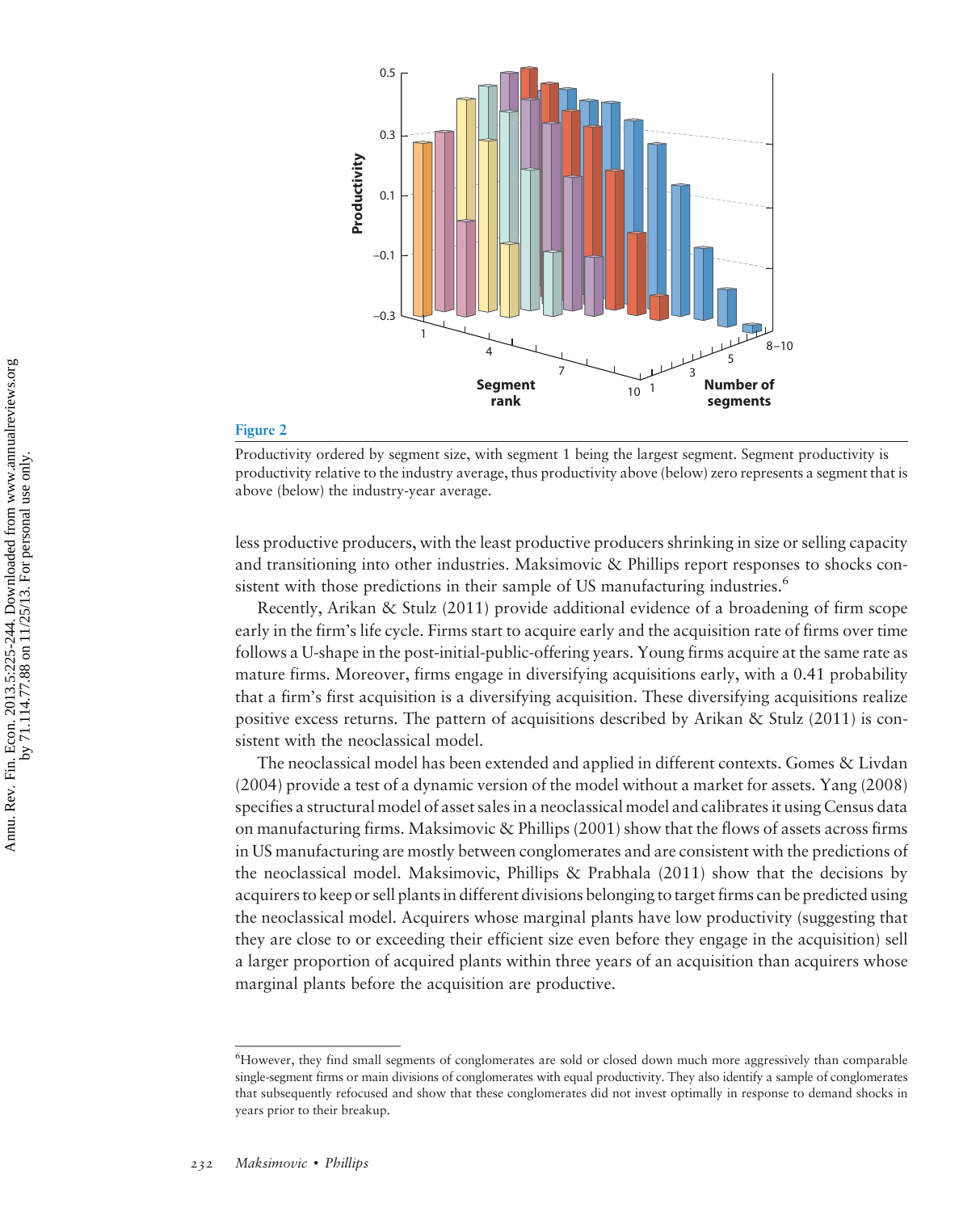**Figure 2**

Productivity ordered by segment size, with segment 1 being the largest segment. Segment productivity is productivity relative to the industry average, thus productivity above (below) zero represents a segment that is above (below) the industry-year average.

less productive producers, with the least productive producers shrinking in size or selling capacity and transitioning into other industries. Maksimovic & Phillips report responses to shocks consistent with those predictions in their sample of US manufacturing industries.[6]

Recently, Arikan & Stulz (2011) provide additional evidence of a broadening of firm scope early in the firm's life cycle. Firms start to acquire early and the acquisition rate of firms over time follows a U-shape in the post-initial-public-offering years. Young firms acquire at the same rate as mature firms. Moreover, firms engage in diversifying acquisitions early, with a 0.41 probability that a firm's first acquisition is a diversifying acquisition. These diversifying acquisitions realize positive excess returns. The pattern of acquisitions described by Arikan & Stulz (2011) is consistent with the neoclassical model.

The neoclassical model has been extended and applied in different contexts. Gomes & Livdan (2004) provide a test of a dynamic version of the model without a market for assets. Yang (2008) specifies a structural model of asset sales in a neoclassical model and calibrates it using Census data on manufacturing firms. Maksimovic & Phillips (2001) show that the flows of assets across firms in US manufacturing are mostly between conglomerates and are consistent with the predictions of the neoclassical model. Maksimovic, Phillips & Prabhala (2011) show that the decisions by acquirers to keep or sell plants in different divisions belonging to target firms can be predicted using the neoclassical model. Acquirers whose marginal plants have low productivity (suggesting that they are close to or exceeding their efficient size even before they engage in the acquisition) sell a larger proportion of acquired plants within three years of an acquisition than acquirers whose marginal plants before the acquisition are productive.

---

[6] However, they find small segments of conglomerates are sold or closed down much more aggressively than comparable single-segment firms or main divisions of conglomerates with equal productivity. They also identify a sample of conglomerates that subsequently refocused and show that these conglomerates did not invest optimally in response to demand shocks in years prior to their breakup.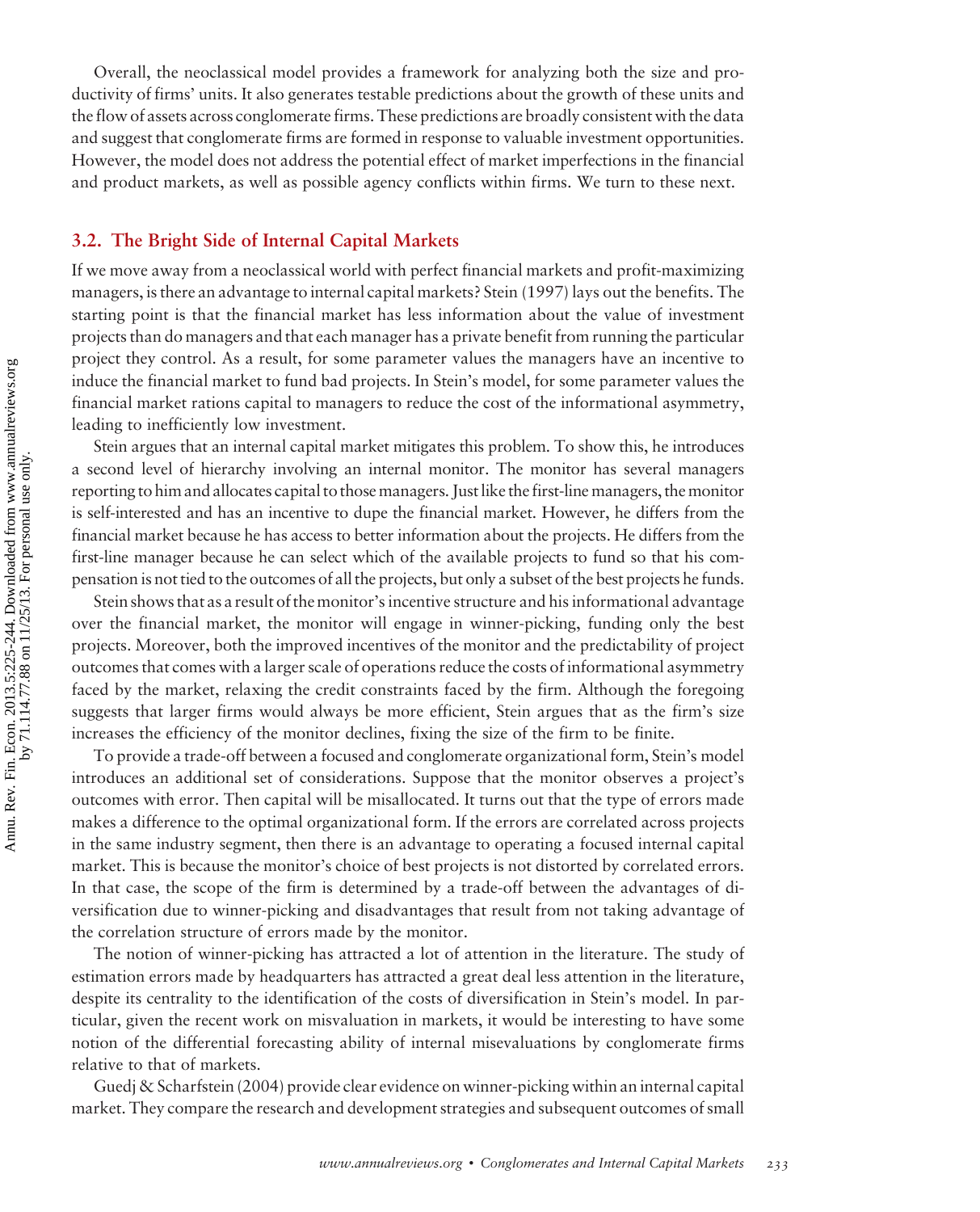Overall, the neoclassical model provides a framework for analyzing both the size and productivity of firms' units. It also generates testable predictions about the growth of these units and the flow of assets across conglomerate firms. These predictions are broadly consistent with the data and suggest that conglomerate firms are formed in response to valuable investment opportunities. However, the model does not address the potential effect of market imperfections in the financial and product markets, as well as possible agency conflicts within firms. We turn to these next.

## 3.2. The Bright Side of Internal Capital Markets

If we move away from a neoclassical world with perfect financial markets and profit-maximizing managers, is there an advantage to internal capital markets? Stein (1997) lays out the benefits. The starting point is that the financial market has less information about the value of investment projects than do managers and that each manager has a private benefit from running the particular project they control. As a result, for some parameter values the managers have an incentive to induce the financial market to fund bad projects. In Stein's model, for some parameter values the financial market rations capital to managers to reduce the cost of the informational asymmetry, leading to inefficiently low investment.

Stein argues that an internal capital market mitigates this problem. To show this, he introduces a second level of hierarchy involving an internal monitor. The monitor has several managers reporting to him and allocates capital to those managers. Just like the first-line managers, the monitor is self-interested and has an incentive to dupe the financial market. However, he differs from the financial market because he has access to better information about the projects. He differs from the first-line manager because he can select which of the available projects to fund so that his compensation is not tied to the outcomes of all the projects, but only a subset of the best projects he funds.

Stein shows that as a result of the monitor's incentive structure and his informational advantage over the financial market, the monitor will engage in winner-picking, funding only the best projects. Moreover, both the improved incentives of the monitor and the predictability of project outcomes that comes with a larger scale of operations reduce the costs of informational asymmetry faced by the market, relaxing the credit constraints faced by the firm. Although the foregoing suggests that larger firms would always be more efficient, Stein argues that as the firm's size increases the efficiency of the monitor declines, fixing the size of the firm to be finite.

To provide a trade-off between a focused and conglomerate organizational form, Stein's model introduces an additional set of considerations. Suppose that the monitor observes a project's outcomes with error. Then capital will be misallocated. It turns out that the type of errors made makes a difference to the optimal organizational form. If the errors are correlated across projects in the same industry segment, then there is an advantage to operating a focused internal capital market. This is because the monitor's choice of best projects is not distorted by correlated errors. In that case, the scope of the firm is determined by a trade-off between the advantages of diversification due to winner-picking and disadvantages that result from not taking advantage of the correlation structure of errors made by the monitor.

The notion of winner-picking has attracted a lot of attention in the literature. The study of estimation errors made by headquarters has attracted a great deal less attention in the literature, despite its centrality to the identification of the costs of diversification in Stein's model. In particular, given the recent work on misvaluation in markets, it would be interesting to have some notion of the differential forecasting ability of internal misevaluations by conglomerate firms relative to that of markets.

Guedj & Scharfstein (2004) provide clear evidence on winner-picking within an internal capital market. They compare the research and development strategies and subsequent outcomes of small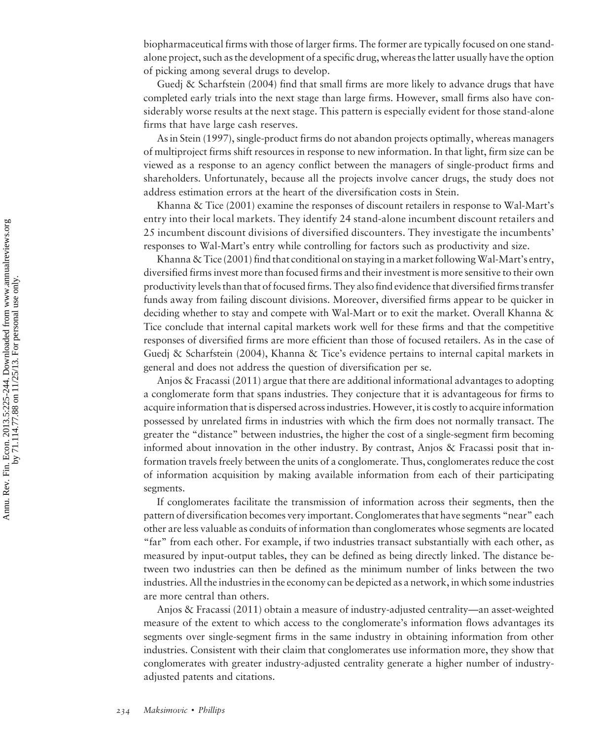biopharmaceutical firms with those of larger firms. The former are typically focused on one stand-alone project, such as the development of a specific drug, whereas the latter usually have the option of picking among several drugs to develop.

Guedj & Scharfstein (2004) find that small firms are more likely to advance drugs that have completed early trials into the next stage than large firms. However, small firms also have considerably worse results at the next stage. This pattern is especially evident for those stand-alone firms that have large cash reserves.

As in Stein (1997), single-product firms do not abandon projects optimally, whereas managers of multiproject firms shift resources in response to new information. In that light, firm size can be viewed as a response to an agency conflict between the managers of single-product firms and shareholders. Unfortunately, because all the projects involve cancer drugs, the study does not address estimation errors at the heart of the diversification costs in Stein.

Khanna & Tice (2001) examine the responses of discount retailers in response to Wal-Mart's entry into their local markets. They identify 24 stand-alone incumbent discount retailers and 25 incumbent discount divisions of diversified discounters. They investigate the incumbents' responses to Wal-Mart's entry while controlling for factors such as productivity and size.

Khanna & Tice (2001) find that conditional on staying in a market following Wal-Mart's entry, diversified firms invest more than focused firms and their investment is more sensitive to their own productivity levels than that of focused firms. They also find evidence that diversified firms transfer funds away from failing discount divisions. Moreover, diversified firms appear to be quicker in deciding whether to stay and compete with Wal-Mart or to exit the market. Overall Khanna & Tice conclude that internal capital markets work well for these firms and that the competitive responses of diversified firms are more efficient than those of focused retailers. As in the case of Guedj & Scharfstein (2004), Khanna & Tice's evidence pertains to internal capital markets in general and does not address the question of diversification per se.

Anjos & Fracassi (2011) argue that there are additional informational advantages to adopting a conglomerate form that spans industries. They conjecture that it is advantageous for firms to acquire information that is dispersed across industries. However, it is costly to acquire information possessed by unrelated firms in industries with which the firm does not normally transact. The greater the "distance" between industries, the higher the cost of a single-segment firm becoming informed about innovation in the other industry. By contrast, Anjos & Fracassi posit that information travels freely between the units of a conglomerate. Thus, conglomerates reduce the cost of information acquisition by making available information from each of their participating segments.

If conglomerates facilitate the transmission of information across their segments, then the pattern of diversification becomes very important. Conglomerates that have segments "near" each other are less valuable as conduits of information than conglomerates whose segments are located "far" from each other. For example, if two industries transact substantially with each other, as measured by input-output tables, they can be defined as being directly linked. The distance between two industries can then be defined as the minimum number of links between the two industries. All the industries in the economy can be depicted as a network, in which some industries are more central than others.

Anjos & Fracassi (2011) obtain a measure of industry-adjusted centrality—an asset-weighted measure of the extent to which access to the conglomerate's information flows advantages its segments over single-segment firms in the same industry in obtaining information from other industries. Consistent with their claim that conglomerates use information more, they show that conglomerates with greater industry-adjusted centrality generate a higher number of industry-adjusted patents and citations.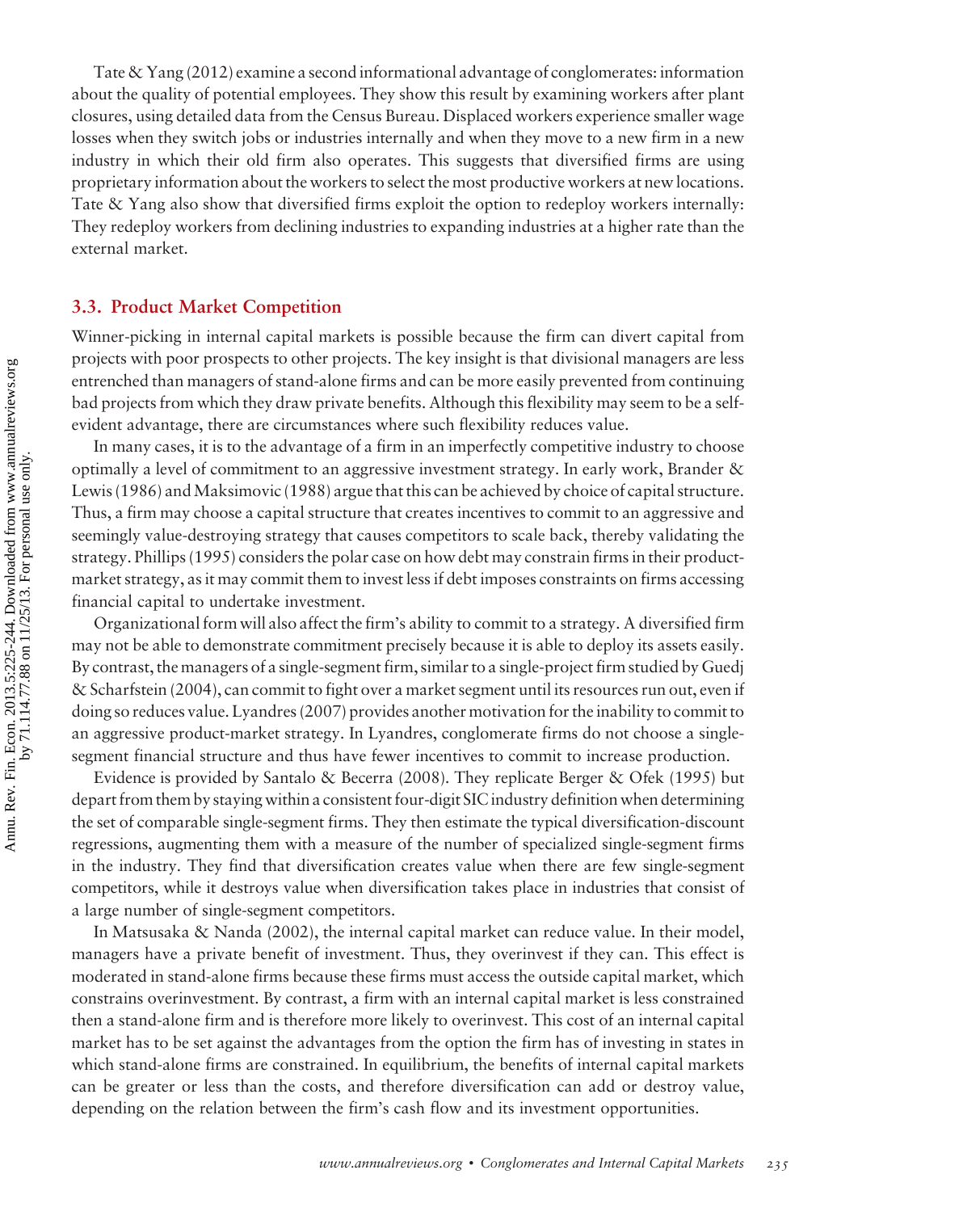Tate & Yang (2012) examine a second informational advantage of conglomerates: information about the quality of potential employees. They show this result by examining workers after plant closures, using detailed data from the Census Bureau. Displaced workers experience smaller wage losses when they switch jobs or industries internally and when they move to a new firm in a new industry in which their old firm also operates. This suggests that diversified firms are using proprietary information about the workers to select the most productive workers at new locations. Tate & Yang also show that diversified firms exploit the option to redeploy workers internally: They redeploy workers from declining industries to expanding industries at a higher rate than the external market.

### 3.3. Product Market Competition

Winner-picking in internal capital markets is possible because the firm can divert capital from projects with poor prospects to other projects. The key insight is that divisional managers are less entrenched than managers of stand-alone firms and can be more easily prevented from continuing bad projects from which they draw private benefits. Although this flexibility may seem to be a self-evident advantage, there are circumstances where such flexibility reduces value.

In many cases, it is to the advantage of a firm in an imperfectly competitive industry to choose optimally a level of commitment to an aggressive investment strategy. In early work, Brander & Lewis (1986) and Maksimovic (1988) argue that this can be achieved by choice of capital structure. Thus, a firm may choose a capital structure that creates incentives to commit to an aggressive and seemingly value-destroying strategy that causes competitors to scale back, thereby validating the strategy. Phillips (1995) considers the polar case on how debt may constrain firms in their product-market strategy, as it may commit them to invest less if debt imposes constraints on firms accessing financial capital to undertake investment.

Organizational form will also affect the firm's ability to commit to a strategy. A diversified firm may not be able to demonstrate commitment precisely because it is able to deploy its assets easily. By contrast, the managers of a single-segment firm, similar to a single-project firm studied by Guedj & Scharfstein (2004), can commit to fight over a market segment until its resources run out, even if doing so reduces value. Lyandres (2007) provides another motivation for the inability to commit to an aggressive product-market strategy. In Lyandres, conglomerate firms do not choose a single-segment financial structure and thus have fewer incentives to commit to increase production.

Evidence is provided by Santalo & Becerra (2008). They replicate Berger & Ofek (1995) but depart from them by staying within a consistent four-digit SIC industry definition when determining the set of comparable single-segment firms. They then estimate the typical diversification-discount regressions, augmenting them with a measure of the number of specialized single-segment firms in the industry. They find that diversification creates value when there are few single-segment competitors, while it destroys value when diversification takes place in industries that consist of a large number of single-segment competitors.

In Matsusaka & Nanda (2002), the internal capital market can reduce value. In their model, managers have a private benefit of investment. Thus, they overinvest if they can. This effect is moderated in stand-alone firms because these firms must access the outside capital market, which constrains overinvestment. By contrast, a firm with an internal capital market is less constrained then a stand-alone firm and is therefore more likely to overinvest. This cost of an internal capital market has to be set against the advantages from the option the firm has of investing in states in which stand-alone firms are constrained. In equilibrium, the benefits of internal capital markets can be greater or less than the costs, and therefore diversification can add or destroy value, depending on the relation between the firm's cash flow and its investment opportunities.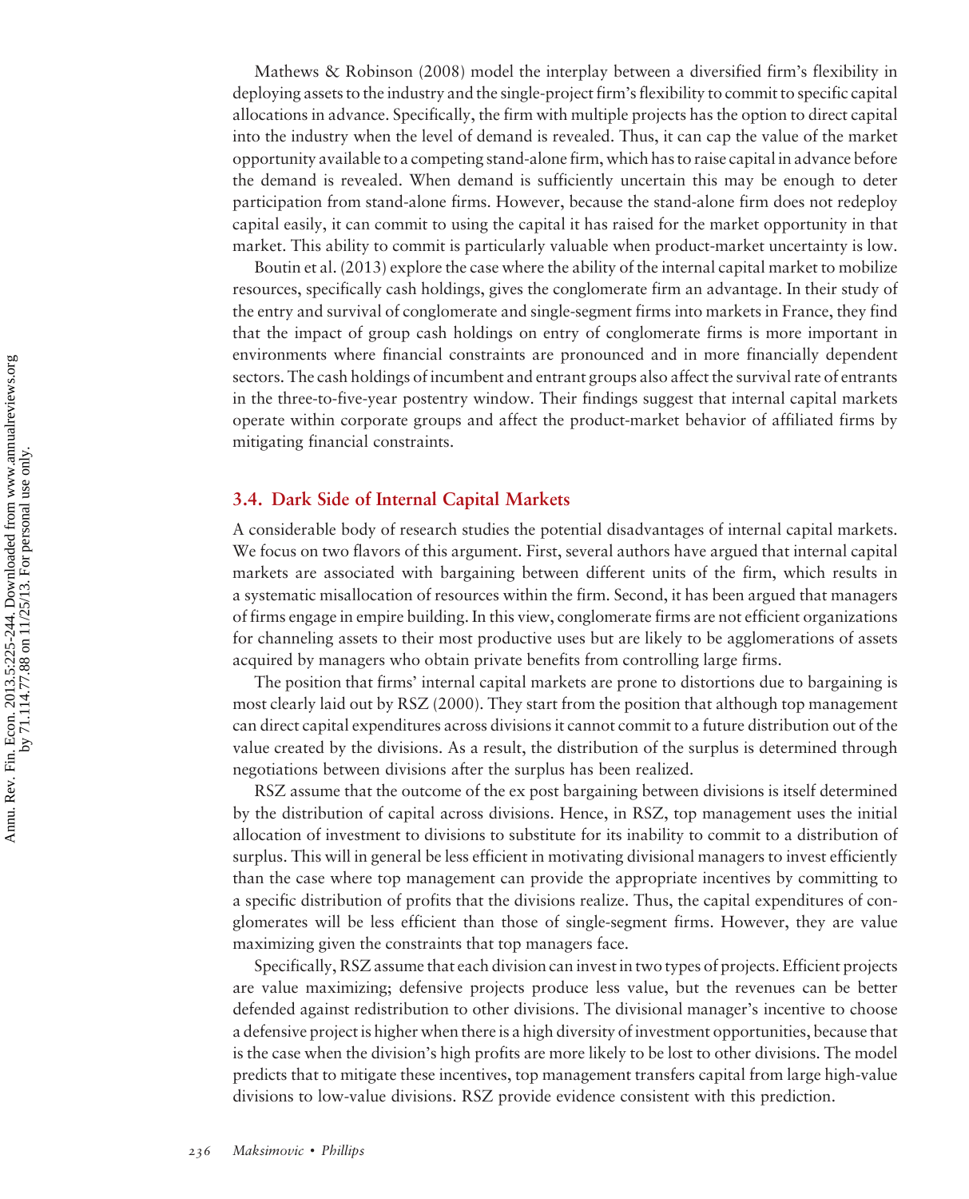Mathews & Robinson (2008) model the interplay between a diversified firm's flexibility in deploying assets to the industry and the single-project firm's flexibility to commit to specific capital allocations in advance. Specifically, the firm with multiple projects has the option to direct capital into the industry when the level of demand is revealed. Thus, it can cap the value of the market opportunity available to a competing stand-alone firm, which has to raise capital in advance before the demand is revealed. When demand is sufficiently uncertain this may be enough to deter participation from stand-alone firms. However, because the stand-alone firm does not redeploy capital easily, it can commit to using the capital it has raised for the market opportunity in that market. This ability to commit is particularly valuable when product-market uncertainty is low.

Boutin et al. (2013) explore the case where the ability of the internal capital market to mobilize resources, specifically cash holdings, gives the conglomerate firm an advantage. In their study of the entry and survival of conglomerate and single-segment firms into markets in France, they find that the impact of group cash holdings on entry of conglomerate firms is more important in environments where financial constraints are pronounced and in more financially dependent sectors. The cash holdings of incumbent and entrant groups also affect the survival rate of entrants in the three-to-five-year postentry window. Their findings suggest that internal capital markets operate within corporate groups and affect the product-market behavior of affiliated firms by mitigating financial constraints.

### 3.4. Dark Side of Internal Capital Markets

A considerable body of research studies the potential disadvantages of internal capital markets. We focus on two flavors of this argument. First, several authors have argued that internal capital markets are associated with bargaining between different units of the firm, which results in a systematic misallocation of resources within the firm. Second, it has been argued that managers of firms engage in empire building. In this view, conglomerate firms are not efficient organizations for channeling assets to their most productive uses but are likely to be agglomerations of assets acquired by managers who obtain private benefits from controlling large firms.

The position that firms' internal capital markets are prone to distortions due to bargaining is most clearly laid out by RSZ (2000). They start from the position that although top management can direct capital expenditures across divisions it cannot commit to a future distribution out of the value created by the divisions. As a result, the distribution of the surplus is determined through negotiations between divisions after the surplus has been realized.

RSZ assume that the outcome of the ex post bargaining between divisions is itself determined by the distribution of capital across divisions. Hence, in RSZ, top management uses the initial allocation of investment to divisions to substitute for its inability to commit to a distribution of surplus. This will in general be less efficient in motivating divisional managers to invest efficiently than the case where top management can provide the appropriate incentives by committing to a specific distribution of profits that the divisions realize. Thus, the capital expenditures of conglomerates will be less efficient than those of single-segment firms. However, they are value maximizing given the constraints that top managers face.

Specifically, RSZ assume that each division can invest in two types of projects. Efficient projects are value maximizing; defensive projects produce less value, but the revenues can be better defended against redistribution to other divisions. The divisional manager's incentive to choose a defensive project is higher when there is a high diversity of investment opportunities, because that is the case when the division's high profits are more likely to be lost to other divisions. The model predicts that to mitigate these incentives, top management transfers capital from large high-value divisions to low-value divisions. RSZ provide evidence consistent with this prediction.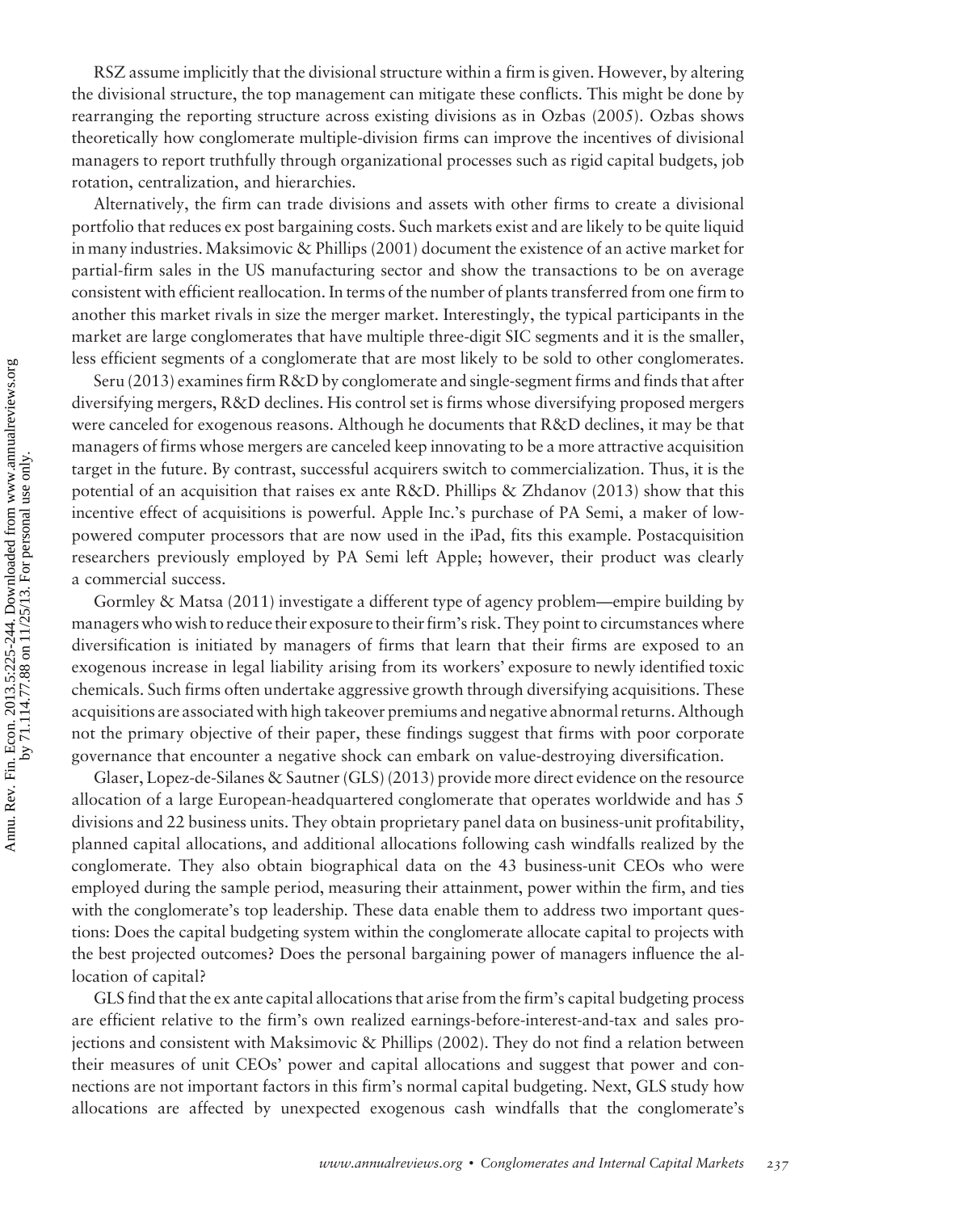RSZ assume implicitly that the divisional structure within a firm is given. However, by altering the divisional structure, the top management can mitigate these conflicts. This might be done by rearranging the reporting structure across existing divisions as in Ozbas (2005). Ozbas shows theoretically how conglomerate multiple-division firms can improve the incentives of divisional managers to report truthfully through organizational processes such as rigid capital budgets, job rotation, centralization, and hierarchies.

Alternatively, the firm can trade divisions and assets with other firms to create a divisional portfolio that reduces ex post bargaining costs. Such markets exist and are likely to be quite liquid in many industries. Maksimovic & Phillips (2001) document the existence of an active market for partial-firm sales in the US manufacturing sector and show the transactions to be on average consistent with efficient reallocation. In terms of the number of plants transferred from one firm to another this market rivals in size the merger market. Interestingly, the typical participants in the market are large conglomerates that have multiple three-digit SIC segments and it is the smaller, less efficient segments of a conglomerate that are most likely to be sold to other conglomerates.

Seru (2013) examines firm R&D by conglomerate and single-segment firms and finds that after diversifying mergers, R&D declines. His control set is firms whose diversifying proposed mergers were canceled for exogenous reasons. Although he documents that R&D declines, it may be that managers of firms whose mergers are canceled keep innovating to be a more attractive acquisition target in the future. By contrast, successful acquirers switch to commercialization. Thus, it is the potential of an acquisition that raises ex ante R&D. Phillips & Zhdanov (2013) show that this incentive effect of acquisitions is powerful. Apple Inc.'s purchase of PA Semi, a maker of low-powered computer processors that are now used in the iPad, fits this example. Postacquisition researchers previously employed by PA Semi left Apple; however, their product was clearly a commercial success.

Gormley & Matsa (2011) investigate a different type of agency problem—empire building by managers who wish to reduce their exposure to their firm's risk. They point to circumstances where diversification is initiated by managers of firms that learn that their firms are exposed to an exogenous increase in legal liability arising from its workers' exposure to newly identified toxic chemicals. Such firms often undertake aggressive growth through diversifying acquisitions. These acquisitions are associated with high takeover premiums and negative abnormal returns. Although not the primary objective of their paper, these findings suggest that firms with poor corporate governance that encounter a negative shock can embark on value-destroying diversification.

Glaser, Lopez-de-Silanes & Sautner (GLS) (2013) provide more direct evidence on the resource allocation of a large European-headquartered conglomerate that operates worldwide and has 5 divisions and 22 business units. They obtain proprietary panel data on business-unit profitability, planned capital allocations, and additional allocations following cash windfalls realized by the conglomerate. They also obtain biographical data on the 43 business-unit CEOs who were employed during the sample period, measuring their attainment, power within the firm, and ties with the conglomerate's top leadership. These data enable them to address two important questions: Does the capital budgeting system within the conglomerate allocate capital to projects with the best projected outcomes? Does the personal bargaining power of managers influence the allocation of capital?

GLS find that the ex ante capital allocations that arise from the firm's capital budgeting process are efficient relative to the firm's own realized earnings-before-interest-and-tax and sales projections and consistent with Maksimovic & Phillips (2002). They do not find a relation between their measures of unit CEOs' power and capital allocations and suggest that power and connections are not important factors in this firm's normal capital budgeting. Next, GLS study how allocations are affected by unexpected exogenous cash windfalls that the conglomerate's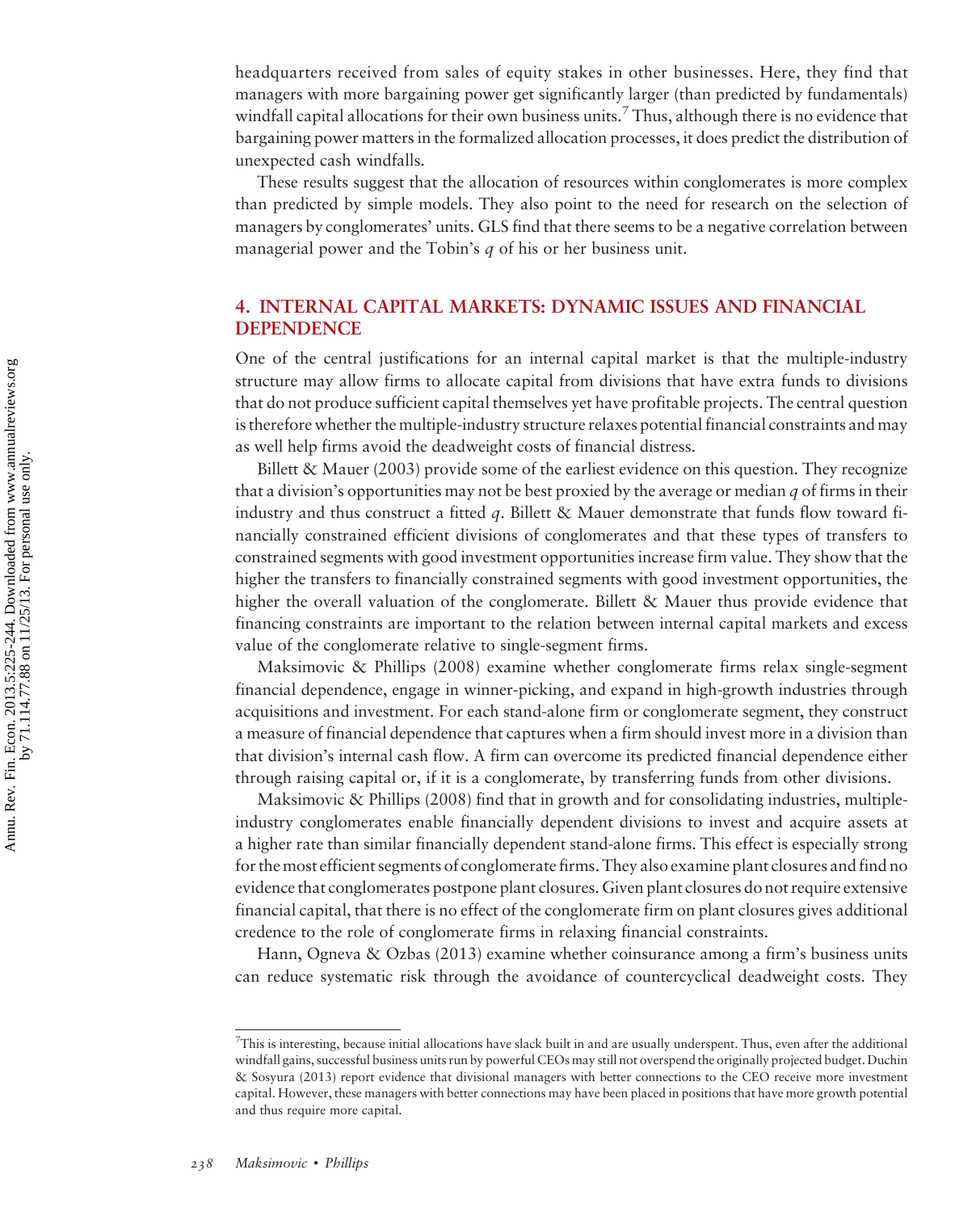headquarters received from sales of equity stakes in other businesses. Here, they find that managers with more bargaining power get significantly larger (than predicted by fundamentals) windfall capital allocations for their own business units.[7] Thus, although there is no evidence that bargaining power matters in the formalized allocation processes, it does predict the distribution of unexpected cash windfalls.

These results suggest that the allocation of resources within conglomerates is more complex than predicted by simple models. They also point to the need for research on the selection of managers by conglomerates' units. GLS find that there seems to be a negative correlation between managerial power and the Tobin's $q$ of his or her business unit.

## 4. INTERNAL CAPITAL MARKETS: DYNAMIC ISSUES AND FINANCIAL DEPENDENCE

One of the central justifications for an internal capital market is that the multiple-industry structure may allow firms to allocate capital from divisions that have extra funds to divisions that do not produce sufficient capital themselves yet have profitable projects. The central question is therefore whether the multiple-industry structure relaxes potential financial constraints and may as well help firms avoid the deadweight costs of financial distress.

Billett & Mauer (2003) provide some of the earliest evidence on this question. They recognize that a division's opportunities may not be best proxied by the average or median $q$ of firms in their industry and thus construct a fitted $q$. Billett & Mauer demonstrate that funds flow toward financially constrained efficient divisions of conglomerates and that these types of transfers to constrained segments with good investment opportunities increase firm value. They show that the higher the transfers to financially constrained segments with good investment opportunities, the higher the overall valuation of the conglomerate. Billett & Mauer thus provide evidence that financing constraints are important to the relation between internal capital markets and excess value of the conglomerate relative to single-segment firms.

Maksimovic & Phillips (2008) examine whether conglomerate firms relax single-segment financial dependence, engage in winner-picking, and expand in high-growth industries through acquisitions and investment. For each stand-alone firm or conglomerate segment, they construct a measure of financial dependence that captures when a firm should invest more in a division than that division's internal cash flow. A firm can overcome its predicted financial dependence either through raising capital or, if it is a conglomerate, by transferring funds from other divisions.

Maksimovic & Phillips (2008) find that in growth and for consolidating industries, multiple-industry conglomerates enable financially dependent divisions to invest and acquire assets at a higher rate than similar financially dependent stand-alone firms. This effect is especially strong for the most efficient segments of conglomerate firms. They also examine plant closures and find no evidence that conglomerates postpone plant closures. Given plant closures do not require extensive financial capital, that there is no effect of the conglomerate firm on plant closures gives additional credence to the role of conglomerate firms in relaxing financial constraints.

Hann, Ogneva & Ozbas (2013) examine whether coinsurance among a firm's business units can reduce systematic risk through the avoidance of countercyclical deadweight costs. They

---

[7] This is interesting, because initial allocations have slack built in and are usually underspent. Thus, even after the additional windfall gains, successful business units run by powerful CEOs may still not overspend the originally projected budget. Duchin & Sosyura (2013) report evidence that divisional managers with better connections to the CEO receive more investment capital. However, these managers with better connections may have been placed in positions that have more growth potential and thus require more capital.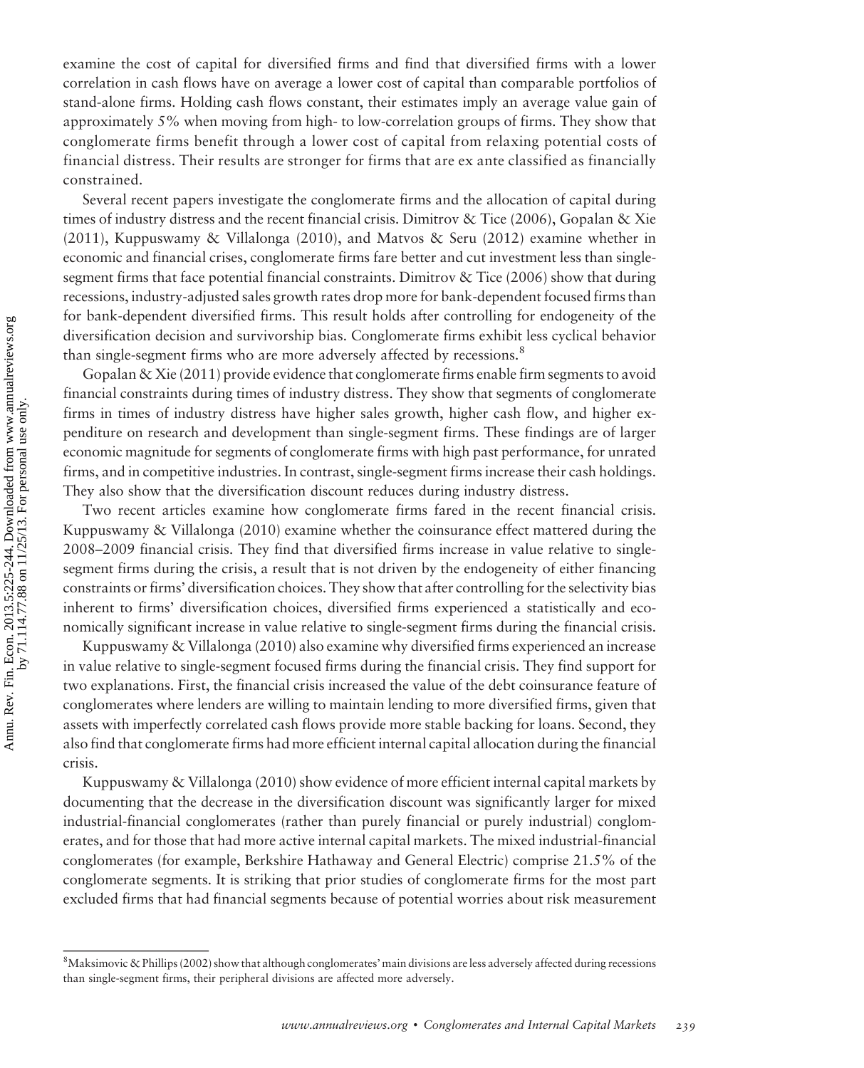examine the cost of capital for diversified firms and find that diversified firms with a lower correlation in cash flows have on average a lower cost of capital than comparable portfolios of stand-alone firms. Holding cash flows constant, their estimates imply an average value gain of approximately 5% when moving from high- to low-correlation groups of firms. They show that conglomerate firms benefit through a lower cost of capital from relaxing potential costs of financial distress. Their results are stronger for firms that are ex ante classified as financially constrained.

Several recent papers investigate the conglomerate firms and the allocation of capital during times of industry distress and the recent financial crisis. Dimitrov & Tice (2006), Gopalan & Xie (2011), Kuppuswamy & Villalonga (2010), and Matvos & Seru (2012) examine whether in economic and financial crises, conglomerate firms fare better and cut investment less than single-segment firms that face potential financial constraints. Dimitrov & Tice (2006) show that during recessions, industry-adjusted sales growth rates drop more for bank-dependent focused firms than for bank-dependent diversified firms. This result holds after controlling for endogeneity of the diversification decision and survivorship bias. Conglomerate firms exhibit less cyclical behavior than single-segment firms who are more adversely affected by recessions.[8]

Gopalan & Xie (2011) provide evidence that conglomerate firms enable firm segments to avoid financial constraints during times of industry distress. They show that segments of conglomerate firms in times of industry distress have higher sales growth, higher cash flow, and higher expenditure on research and development than single-segment firms. These findings are of larger economic magnitude for segments of conglomerate firms with high past performance, for unrated firms, and in competitive industries. In contrast, single-segment firms increase their cash holdings. They also show that the diversification discount reduces during industry distress.

Two recent articles examine how conglomerate firms fared in the recent financial crisis. Kuppuswamy & Villalonga (2010) examine whether the coinsurance effect mattered during the 2008–2009 financial crisis. They find that diversified firms increase in value relative to single-segment firms during the crisis, a result that is not driven by the endogeneity of either financing constraints or firms' diversification choices. They show that after controlling for the selectivity bias inherent to firms' diversification choices, diversified firms experienced a statistically and economically significant increase in value relative to single-segment firms during the financial crisis.

Kuppuswamy & Villalonga (2010) also examine why diversified firms experienced an increase in value relative to single-segment focused firms during the financial crisis. They find support for two explanations. First, the financial crisis increased the value of the debt coinsurance feature of conglomerates where lenders are willing to maintain lending to more diversified firms, given that assets with imperfectly correlated cash flows provide more stable backing for loans. Second, they also find that conglomerate firms had more efficient internal capital allocation during the financial crisis.

Kuppuswamy & Villalonga (2010) show evidence of more efficient internal capital markets by documenting that the decrease in the diversification discount was significantly larger for mixed industrial-financial conglomerates (rather than purely financial or purely industrial) conglomerates, and for those that had more active internal capital markets. The mixed industrial-financial conglomerates (for example, Berkshire Hathaway and General Electric) comprise 21.5% of the conglomerate segments. It is striking that prior studies of conglomerate firms for the most part excluded firms that had financial segments because of potential worries about risk measurement

[8] Maksimovic & Phillips (2002) show that although conglomerates' main divisions are less adversely affected during recessions than single-segment firms, their peripheral divisions are affected more adversely.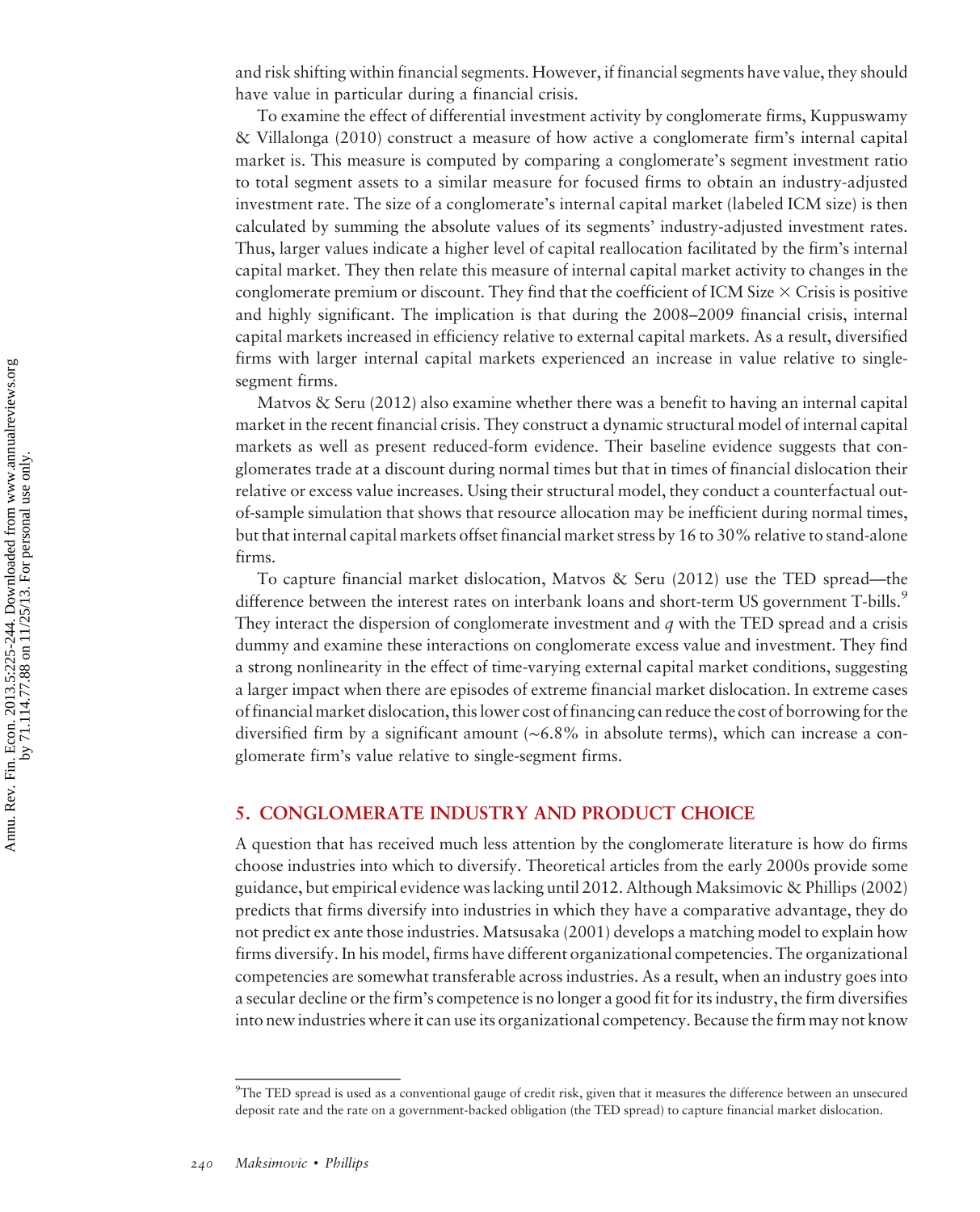and risk shifting within financial segments. However, if financial segments have value, they should have value in particular during a financial crisis.

To examine the effect of differential investment activity by conglomerate firms, Kuppuswamy & Villalonga (2010) construct a measure of how active a conglomerate firm's internal capital market is. This measure is computed by comparing a conglomerate's segment investment ratio to total segment assets to a similar measure for focused firms to obtain an industry-adjusted investment rate. The size of a conglomerate's internal capital market (labeled ICM size) is then calculated by summing the absolute values of its segments' industry-adjusted investment rates. Thus, larger values indicate a higher level of capital reallocation facilitated by the firm's internal capital market. They then relate this measure of internal capital market activity to changes in the conglomerate premium or discount. They find that the coefficient of ICM Size × Crisis is positive and highly significant. The implication is that during the 2008–2009 financial crisis, internal capital markets increased in efficiency relative to external capital markets. As a result, diversified firms with larger internal capital markets experienced an increase in value relative to single-segment firms.

Matvos & Seru (2012) also examine whether there was a benefit to having an internal capital market in the recent financial crisis. They construct a dynamic structural model of internal capital markets as well as present reduced-form evidence. Their baseline evidence suggests that conglomerates trade at a discount during normal times but that in times of financial dislocation their relative or excess value increases. Using their structural model, they conduct a counterfactual out-of-sample simulation that shows that resource allocation may be inefficient during normal times, but that internal capital markets offset financial market stress by 16 to 30% relative to stand-alone firms.

To capture financial market dislocation, Matvos & Seru (2012) use the TED spread—the difference between the interest rates on interbank loans and short-term US government T-bills.[9] They interact the dispersion of conglomerate investment and $q$ with the TED spread and a crisis dummy and examine these interactions on conglomerate excess value and investment. They find a strong nonlinearity in the effect of time-varying external capital market conditions, suggesting a larger impact when there are episodes of extreme financial market dislocation. In extreme cases of financial market dislocation, this lower cost of financing can reduce the cost of borrowing for the diversified firm by a significant amount (~6.8% in absolute terms), which can increase a conglomerate firm's value relative to single-segment firms.

## 5. CONGLOMERATE INDUSTRY AND PRODUCT CHOICE

A question that has received much less attention by the conglomerate literature is how do firms choose industries into which to diversify. Theoretical articles from the early 2000s provide some guidance, but empirical evidence was lacking until 2012. Although Maksimovic & Phillips (2002) predicts that firms diversify into industries in which they have a comparative advantage, they do not predict ex ante those industries. Matsusaka (2001) develops a matching model to explain how firms diversify. In his model, firms have different organizational competencies. The organizational competencies are somewhat transferable across industries. As a result, when an industry goes into a secular decline or the firm's competence is no longer a good fit for its industry, the firm diversifies into new industries where it can use its organizational competency. Because the firm may not know

[9] The TED spread is used as a conventional gauge of credit risk, given that it measures the difference between an unsecured deposit rate and the rate on a government-backed obligation (the TED spread) to capture financial market dislocation.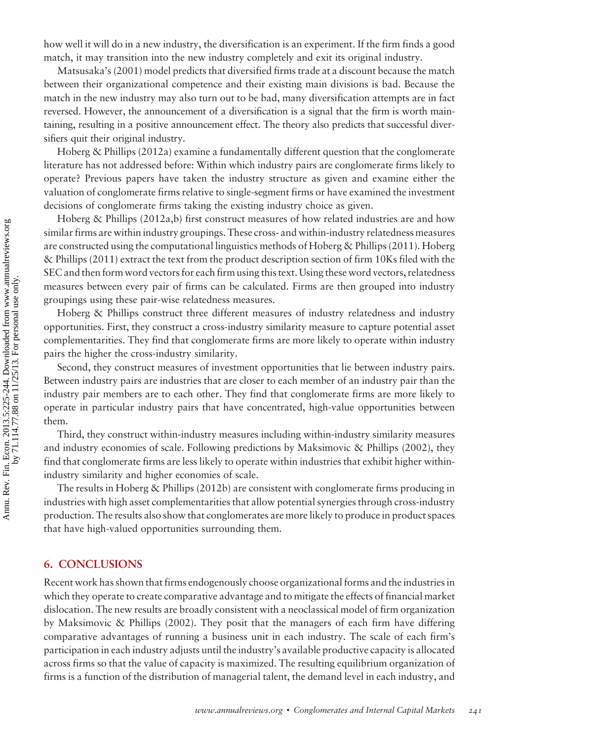how well it will do in a new industry, the diversification is an experiment. If the firm finds a good match, it may transition into the new industry completely and exit its original industry.

Matsusaka's (2001) model predicts that diversified firms trade at a discount because the match between their organizational competence and their existing main divisions is bad. Because the match in the new industry may also turn out to be bad, many diversification attempts are in fact reversed. However, the announcement of a diversification is a signal that the firm is worth maintaining, resulting in a positive announcement effect. The theory also predicts that successful diversifiers quit their original industry.

Hoberg & Phillips (2012a) examine a fundamentally different question that the conglomerate literature has not addressed before: Within which industry pairs are conglomerate firms likely to operate? Previous papers have taken the industry structure as given and examine either the valuation of conglomerate firms relative to single-segment firms or have examined the investment decisions of conglomerate firms taking the existing industry choice as given.

Hoberg & Phillips (2012a,b) first construct measures of how related industries are and how similar firms are within industry groupings. These cross- and within-industry relatedness measures are constructed using the computational linguistics methods of Hoberg & Phillips (2011). Hoberg & Phillips (2011) extract the text from the product description section of firm 10Ks filed with the SEC and then form word vectors for each firm using this text. Using these word vectors, relatedness measures between every pair of firms can be calculated. Firms are then grouped into industry groupings using these pair-wise relatedness measures.

Hoberg & Phillips construct three different measures of industry relatedness and industry opportunities. First, they construct a cross-industry similarity measure to capture potential asset complementarities. They find that conglomerate firms are more likely to operate within industry pairs the higher the cross-industry similarity.

Second, they construct measures of investment opportunities that lie between industry pairs. Between industry pairs are industries that are closer to each member of an industry pair than the industry pair members are to each other. They find that conglomerate firms are more likely to operate in particular industry pairs that have concentrated, high-value opportunities between them.

Third, they construct within-industry measures including within-industry similarity measures and industry economies of scale. Following predictions by Maksimovic & Phillips (2002), they find that conglomerate firms are less likely to operate within industries that exhibit higher within-industry similarity and higher economies of scale.

The results in Hoberg & Phillips (2012b) are consistent with conglomerate firms producing in industries with high asset complementarities that allow potential synergies through cross-industry production. The results also show that conglomerates are more likely to produce in product spaces that have high-valued opportunities surrounding them.

## 6. CONCLUSIONS

Recent work has shown that firms endogenously choose organizational forms and the industries in which they operate to create comparative advantage and to mitigate the effects of financial market dislocation. The new results are broadly consistent with a neoclassical model of firm organization by Maksimovic & Phillips (2002). They posit that the managers of each firm have differing comparative advantages of running a business unit in each industry. The scale of each firm's participation in each industry adjusts until the industry's available productive capacity is allocated across firms so that the value of capacity is maximized. The resulting equilibrium organization of firms is a function of the distribution of managerial talent, the demand level in each industry, and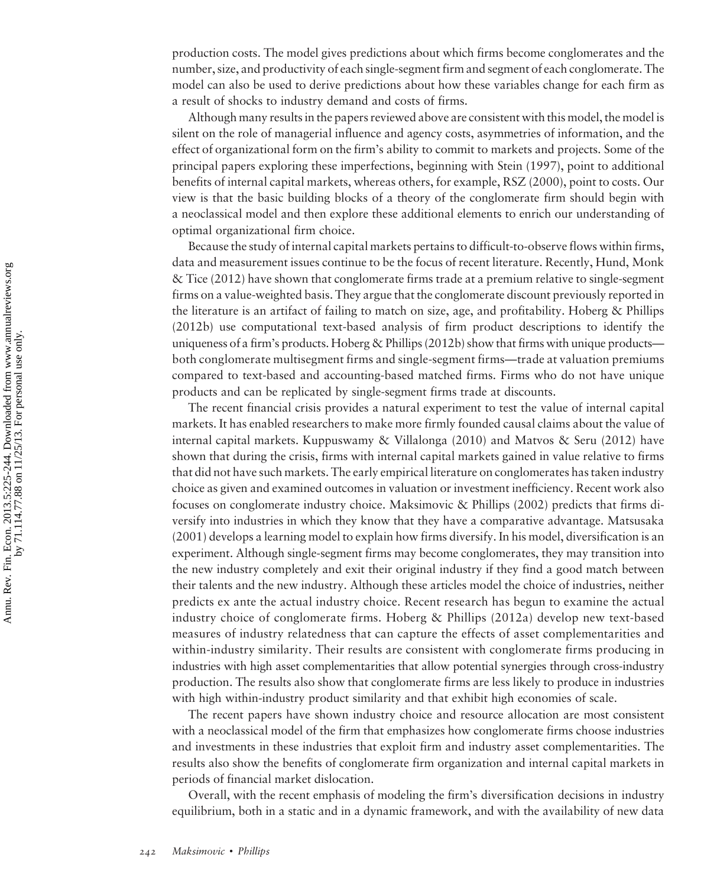production costs. The model gives predictions about which firms become conglomerates and the number, size, and productivity of each single-segment firm and segment of each conglomerate. The model can also be used to derive predictions about how these variables change for each firm as a result of shocks to industry demand and costs of firms.

Although many results in the papers reviewed above are consistent with this model, the model is silent on the role of managerial influence and agency costs, asymmetries of information, and the effect of organizational form on the firm's ability to commit to markets and projects. Some of the principal papers exploring these imperfections, beginning with Stein (1997), point to additional benefits of internal capital markets, whereas others, for example, RSZ (2000), point to costs. Our view is that the basic building blocks of a theory of the conglomerate firm should begin with a neoclassical model and then explore these additional elements to enrich our understanding of optimal organizational firm choice.

Because the study of internal capital markets pertains to difficult-to-observe flows within firms, data and measurement issues continue to be the focus of recent literature. Recently, Hund, Monk & Tice (2012) have shown that conglomerate firms trade at a premium relative to single-segment firms on a value-weighted basis. They argue that the conglomerate discount previously reported in the literature is an artifact of failing to match on size, age, and profitability. Hoberg & Phillips (2012b) use computational text-based analysis of firm product descriptions to identify the uniqueness of a firm's products. Hoberg & Phillips (2012b) show that firms with unique products—both conglomerate multisegment firms and single-segment firms—trade at valuation premiums compared to text-based and accounting-based matched firms. Firms who do not have unique products and can be replicated by single-segment firms trade at discounts.

The recent financial crisis provides a natural experiment to test the value of internal capital markets. It has enabled researchers to make more firmly founded causal claims about the value of internal capital markets. Kuppuswamy & Villalonga (2010) and Matvos & Seru (2012) have shown that during the crisis, firms with internal capital markets gained in value relative to firms that did not have such markets. The early empirical literature on conglomerates has taken industry choice as given and examined outcomes in valuation or investment inefficiency. Recent work also focuses on conglomerate industry choice. Maksimovic & Phillips (2002) predicts that firms diversify into industries in which they know that they have a comparative advantage. Matsusaka (2001) develops a learning model to explain how firms diversify. In his model, diversification is an experiment. Although single-segment firms may become conglomerates, they may transition into the new industry completely and exit their original industry if they find a good match between their talents and the new industry. Although these articles model the choice of industries, neither predicts ex ante the actual industry choice. Recent research has begun to examine the actual industry choice of conglomerate firms. Hoberg & Phillips (2012a) develop new text-based measures of industry relatedness that can capture the effects of asset complementarities and within-industry similarity. Their results are consistent with conglomerate firms producing in industries with high asset complementarities that allow potential synergies through cross-industry production. The results also show that conglomerate firms are less likely to produce in industries with high within-industry product similarity and that exhibit high economies of scale.

The recent papers have shown industry choice and resource allocation are most consistent with a neoclassical model of the firm that emphasizes how conglomerate firms choose industries and investments in these industries that exploit firm and industry asset complementarities. The results also show the benefits of conglomerate firm organization and internal capital markets in periods of financial market dislocation.

Overall, with the recent emphasis of modeling the firm's diversification decisions in industry equilibrium, both in a static and in a dynamic framework, and with the availability of new data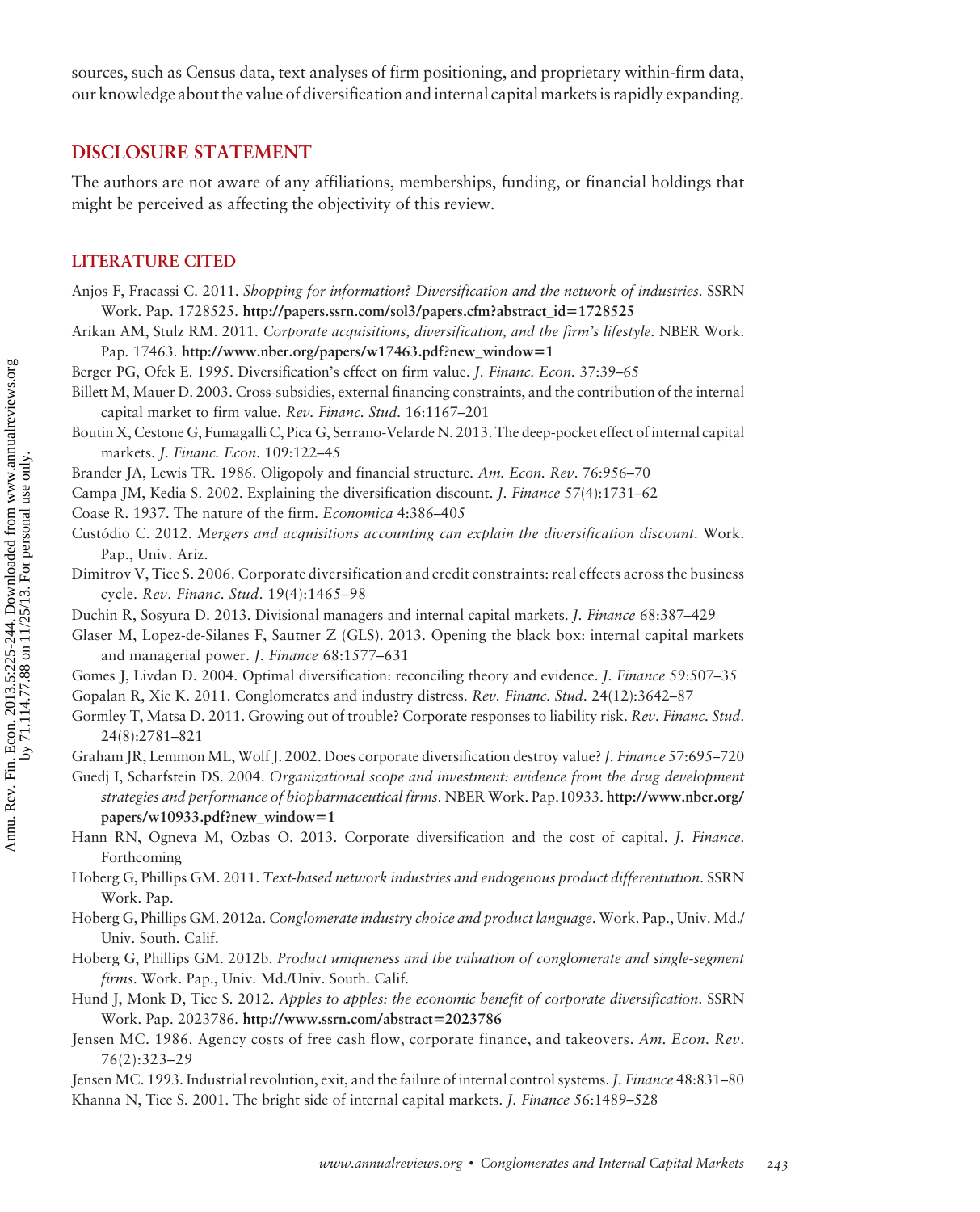sources, such as Census data, text analyses of firm positioning, and proprietary within-firm data, our knowledge about the value of diversification and internal capital markets is rapidly expanding.

## DISCLOSURE STATEMENT

The authors are not aware of any affiliations, memberships, funding, or financial holdings that might be perceived as affecting the objectivity of this review.

## LITERATURE CITED

Anjos F, Fracassi C. 2011. *Shopping for information? Diversification and the network of industries*. SSRN Work. Pap. 1728525. **http://papers.ssrn.com/sol3/papers.cfm?abstract_id=1728525**

Arikan AM, Stulz RM. 2011. *Corporate acquisitions, diversification, and the firm's lifestyle*. NBER Work. Pap. 17463. **http://www.nber.org/papers/w17463.pdf?new_window=1**

Berger PG, Ofek E. 1995. Diversification's effect on firm value. *J. Financ. Econ.* 37:39–65

Billett M, Mauer D. 2003. Cross-subsidies, external financing constraints, and the contribution of the internal capital market to firm value. *Rev. Financ. Stud.* 16:1167–201

Boutin X, Cestone G, Fumagalli C, Pica G, Serrano-Velarde N. 2013. The deep-pocket effect of internal capital markets. *J. Financ. Econ.* 109:122–45

Brander JA, Lewis TR. 1986. Oligopoly and financial structure. *Am. Econ. Rev.* 76:956–70

Campa JM, Kedia S. 2002. Explaining the diversification discount. *J. Finance* 57(4):1731–62

Coase R. 1937. The nature of the firm. *Economica* 4:386–405

Custódio C. 2012. *Mergers and acquisitions accounting can explain the diversification discount*. Work. Pap., Univ. Ariz.

Dimitrov V, Tice S. 2006. Corporate diversification and credit constraints: real effects across the business cycle. *Rev. Financ. Stud.* 19(4):1465–98

Duchin R, Sosyura D. 2013. Divisional managers and internal capital markets. *J. Finance* 68:387–429

Glaser M, Lopez-de-Silanes F, Sautner Z (GLS). 2013. Opening the black box: internal capital markets and managerial power. *J. Finance* 68:1577–631

Gomes J, Livdan D. 2004. Optimal diversification: reconciling theory and evidence. *J. Finance* 59:507–35

Gopalan R, Xie K. 2011. Conglomerates and industry distress. *Rev. Financ. Stud.* 24(12):3642–87

Gormley T, Matsa D. 2011. Growing out of trouble? Corporate responses to liability risk. *Rev. Financ. Stud.* 24(8):2781–821

Graham JR, Lemmon ML, Wolf J. 2002. Does corporate diversification destroy value? *J. Finance* 57:695–720

Guedj I, Scharfstein DS. 2004. *Organizational scope and investment: evidence from the drug development strategies and performance of biopharmaceutical firms*. NBER Work. Pap.10933. **http://www.nber.org/papers/w10933.pdf?new_window=1**

Hann RN, Ogneva M, Ozbas O. 2013. Corporate diversification and the cost of capital. *J. Finance*. Forthcoming

Hoberg G, Phillips GM. 2011. *Text-based network industries and endogenous product differentiation*. SSRN Work. Pap.

Hoberg G, Phillips GM. 2012a. *Conglomerate industry choice and product language*. Work. Pap., Univ. Md./Univ. South. Calif.

Hoberg G, Phillips GM. 2012b. *Product uniqueness and the valuation of conglomerate and single-segment firms*. Work. Pap., Univ. Md./Univ. South. Calif.

Hund J, Monk D, Tice S. 2012. *Apples to apples: the economic benefit of corporate diversification*. SSRN Work. Pap. 2023786. **http://www.ssrn.com/abstract=2023786**

Jensen MC. 1986. Agency costs of free cash flow, corporate finance, and takeovers. *Am. Econ. Rev.* 76(2):323–29

Jensen MC. 1993. Industrial revolution, exit, and the failure of internal control systems. *J. Finance* 48:831–80

Khanna N, Tice S. 2001. The bright side of internal capital markets. *J. Finance* 56:1489–528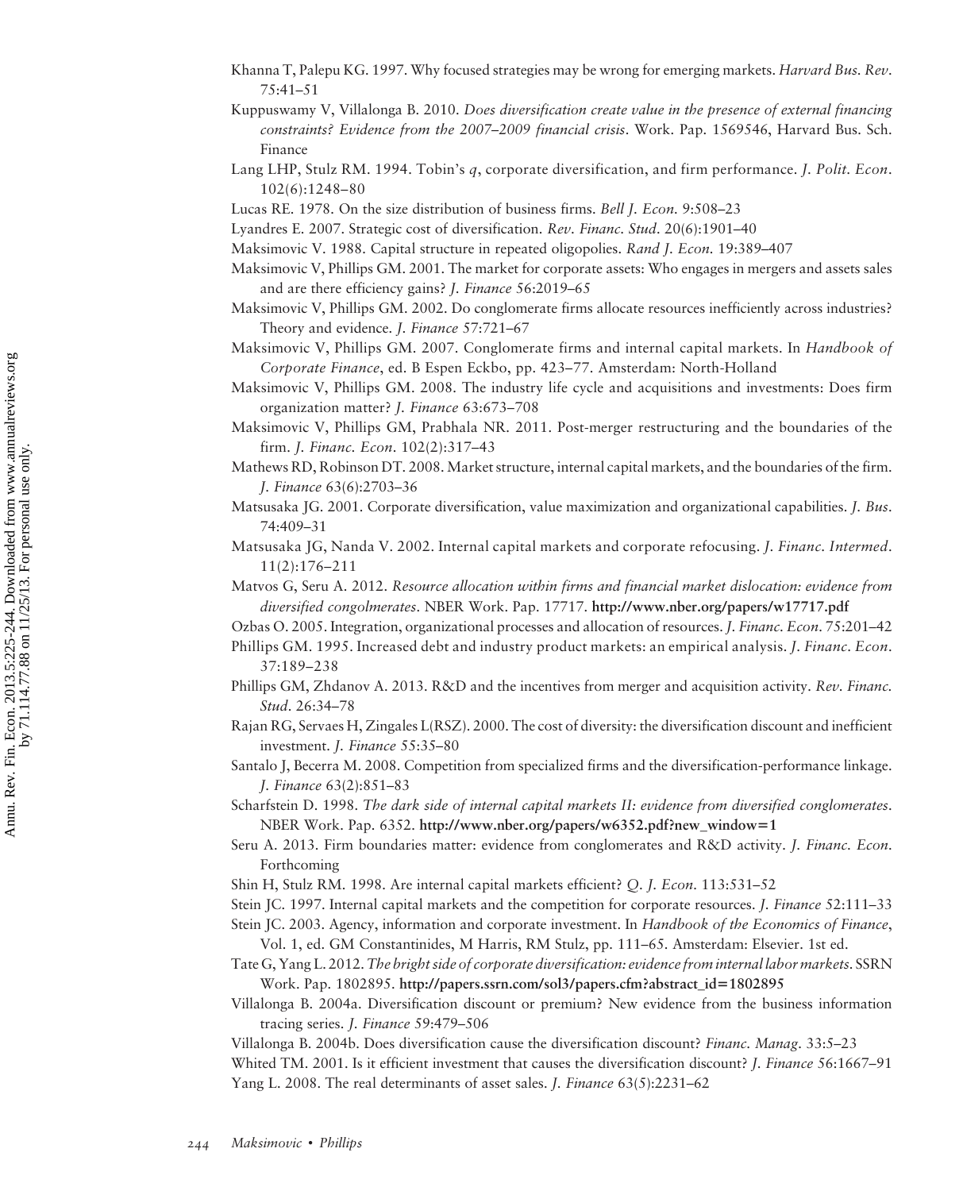Khanna T, Palepu KG. 1997. Why focused strategies may be wrong for emerging markets. *Harvard Bus. Rev.* 75:41–51

Kuppuswamy V, Villalonga B. 2010. *Does diversification create value in the presence of external financing constraints? Evidence from the 2007–2009 financial crisis*. Work. Pap. 1569546, Harvard Bus. Sch. Finance

Lang LHP, Stulz RM. 1994. Tobin's *q*, corporate diversification, and firm performance. *J. Polit. Econ.* 102(6):1248–80

Lucas RE. 1978. On the size distribution of business firms. *Bell J. Econ.* 9:508–23

Lyandres E. 2007. Strategic cost of diversification. *Rev. Financ. Stud.* 20(6):1901–40

Maksimovic V. 1988. Capital structure in repeated oligopolies. *Rand J. Econ.* 19:389–407

Maksimovic V, Phillips GM. 2001. The market for corporate assets: Who engages in mergers and assets sales and are there efficiency gains? *J. Finance* 56:2019–65

Maksimovic V, Phillips GM. 2002. Do conglomerate firms allocate resources inefficiently across industries? Theory and evidence. *J. Finance* 57:721–67

Maksimovic V, Phillips GM. 2007. Conglomerate firms and internal capital markets. In *Handbook of Corporate Finance*, ed. B Espen Eckbo, pp. 423–77. Amsterdam: North-Holland

Maksimovic V, Phillips GM. 2008. The industry life cycle and acquisitions and investments: Does firm organization matter? *J. Finance* 63:673–708

Maksimovic V, Phillips GM, Prabhala NR. 2011. Post-merger restructuring and the boundaries of the firm. *J. Financ. Econ.* 102(2):317–43

Mathews RD, Robinson DT. 2008. Market structure, internal capital markets, and the boundaries of the firm. *J. Finance* 63(6):2703–36

Matsusaka JG. 2001. Corporate diversification, value maximization and organizational capabilities. *J. Bus.* 74:409–31

Matsusaka JG, Nanda V. 2002. Internal capital markets and corporate refocusing. *J. Financ. Intermed.* 11(2):176–211

Matvos G, Seru A. 2012. *Resource allocation within firms and financial market dislocation: evidence from diversified congolmerates*. NBER Work. Pap. 17717. **http://www.nber.org/papers/w17717.pdf**

Ozbas O. 2005. Integration, organizational processes and allocation of resources. *J. Financ. Econ.* 75:201–42

Phillips GM. 1995. Increased debt and industry product markets: an empirical analysis. *J. Financ. Econ.* 37:189–238

Phillips GM, Zhdanov A. 2013. R&D and the incentives from merger and acquisition activity. *Rev. Financ. Stud.* 26:34–78

Rajan RG, Servaes H, Zingales L(RSZ). 2000. The cost of diversity: the diversification discount and inefficient investment. *J. Finance* 55:35–80

Santalo J, Becerra M. 2008. Competition from specialized firms and the diversification-performance linkage. *J. Finance* 63(2):851–83

Scharfstein D. 1998. *The dark side of internal capital markets II: evidence from diversified conglomerates*. NBER Work. Pap. 6352. **http://www.nber.org/papers/w6352.pdf?new_window=1**

Seru A. 2013. Firm boundaries matter: evidence from conglomerates and R&D activity. *J. Financ. Econ.* Forthcoming

Shin H, Stulz RM. 1998. Are internal capital markets efficient? *Q. J. Econ.* 113:531–52

Stein JC. 1997. Internal capital markets and the competition for corporate resources. *J. Finance* 52:111–33

Stein JC. 2003. Agency, information and corporate investment. In *Handbook of the Economics of Finance*, Vol. 1, ed. GM Constantinides, M Harris, RM Stulz, pp. 111–65. Amsterdam: Elsevier. 1st ed.

Tate G, Yang L. 2012. *The bright side of corporate diversification: evidence from internal labor markets*. SSRN Work. Pap. 1802895. **http://papers.ssrn.com/sol3/papers.cfm?abstract_id=1802895**

Villalonga B. 2004a. Diversification discount or premium? New evidence from the business information tracing series. *J. Finance* 59:479–506

Villalonga B. 2004b. Does diversification cause the diversification discount? *Financ. Manag.* 33:5–23

Whited TM. 2001. Is it efficient investment that causes the diversification discount? *J. Finance* 56:1667–91

Yang L. 2008. The real determinants of asset sales. *J. Finance* 63(5):2231–62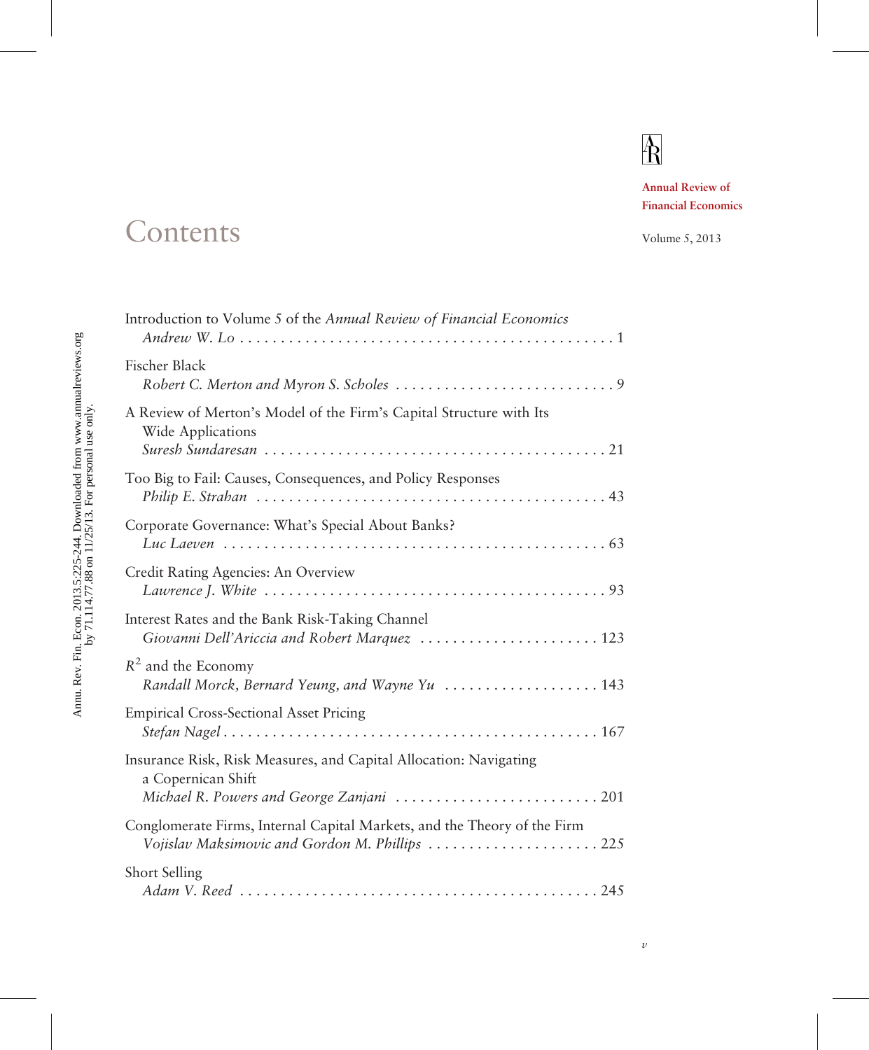Annual Review of Financial Economics

Volume 5, 2013

# Contents

Introduction to Volume 5 of the *Annual Review of Financial Economics*
*Andrew W. Lo* . . . . . . . . . . . . . . . . . . . . . . . . . . . . . . . . . . . . . . . . . . . . . . 1

Fischer Black
*Robert C. Merton and Myron S. Scholes* . . . . . . . . . . . . . . . . . . . . . . . . . . . 9

A Review of Merton's Model of the Firm's Capital Structure with Its Wide Applications
*Suresh Sundaresan* . . . . . . . . . . . . . . . . . . . . . . . . . . . . . . . . . . . . . . . . . 21

Too Big to Fail: Causes, Consequences, and Policy Responses
*Philip E. Strahan* . . . . . . . . . . . . . . . . . . . . . . . . . . . . . . . . . . . . . . . . . . 43

Corporate Governance: What's Special About Banks?
*Luc Laeven* . . . . . . . . . . . . . . . . . . . . . . . . . . . . . . . . . . . . . . . . . . . . . . 63

Credit Rating Agencies: An Overview
*Lawrence J. White* . . . . . . . . . . . . . . . . . . . . . . . . . . . . . . . . . . . . . . . . . 93

Interest Rates and the Bank Risk-Taking Channel
*Giovanni Dell'Ariccia and Robert Marquez* . . . . . . . . . . . . . . . . . . . . . . 123

$R^2$ and the Economy
*Randall Morck, Bernard Yeung, and Wayne Yu* . . . . . . . . . . . . . . . . . . . 143

Empirical Cross-Sectional Asset Pricing
*Stefan Nagel* . . . . . . . . . . . . . . . . . . . . . . . . . . . . . . . . . . . . . . . . . . . . . 167

Insurance Risk, Risk Measures, and Capital Allocation: Navigating a Copernican Shift
*Michael R. Powers and George Zanjani* . . . . . . . . . . . . . . . . . . . . . . . . . 201

Conglomerate Firms, Internal Capital Markets, and the Theory of the Firm
*Vojislav Maksimovic and Gordon M. Phillips* . . . . . . . . . . . . . . . . . . . . . 225

Short Selling
*Adam V. Reed* . . . . . . . . . . . . . . . . . . . . . . . . . . . . . . . . . . . . . . . . . . . . 245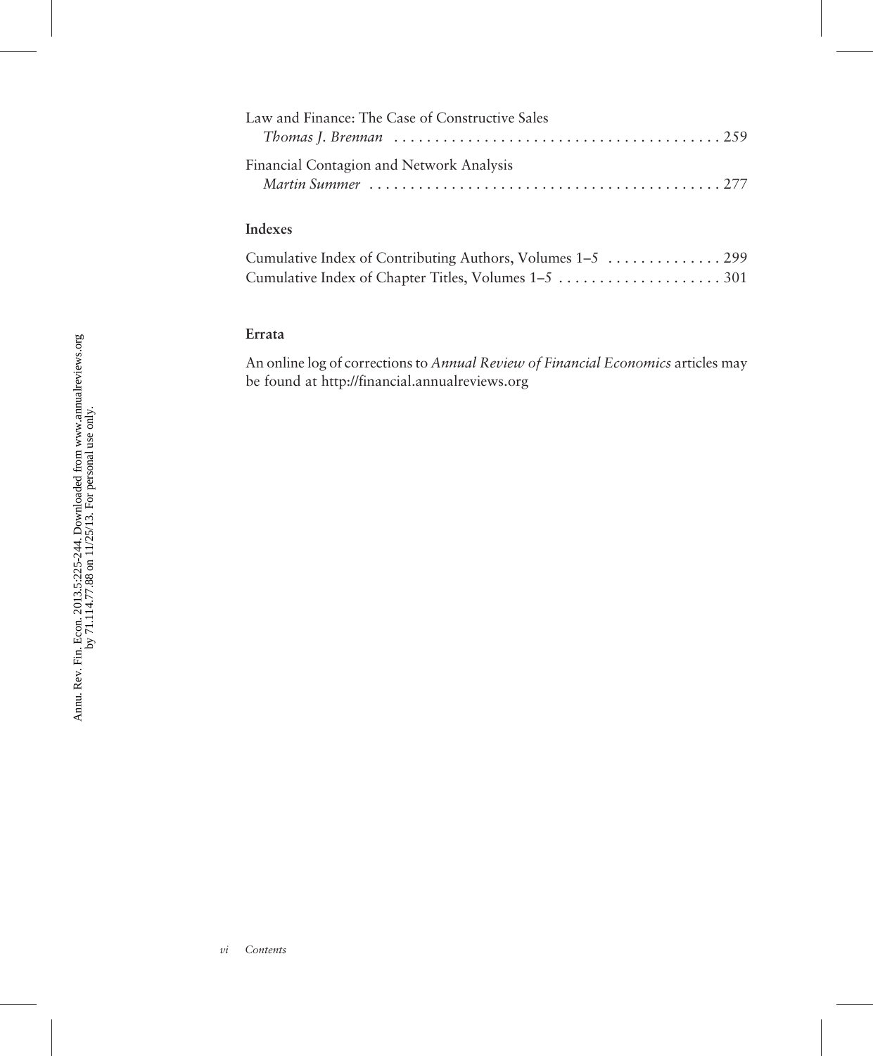Law and Finance: The Case of Constructive Sales
*Thomas J. Brennan* . . . . . . . . . . . . . . . . . . . . . . . . . . . . . . . . . . . . . . . . 259

Financial Contagion and Network Analysis
*Martin Summer* . . . . . . . . . . . . . . . . . . . . . . . . . . . . . . . . . . . . . . . . . . 277

## Indexes

Cumulative Index of Contributing Authors, Volumes 1–5 . . . . . . . . . . . . . . 299
Cumulative Index of Chapter Titles, Volumes 1–5 . . . . . . . . . . . . . . . . . . . . 301

## Errata

An online log of corrections to *Annual Review of Financial Economics* articles may be found at http://financial.annualreviews.org